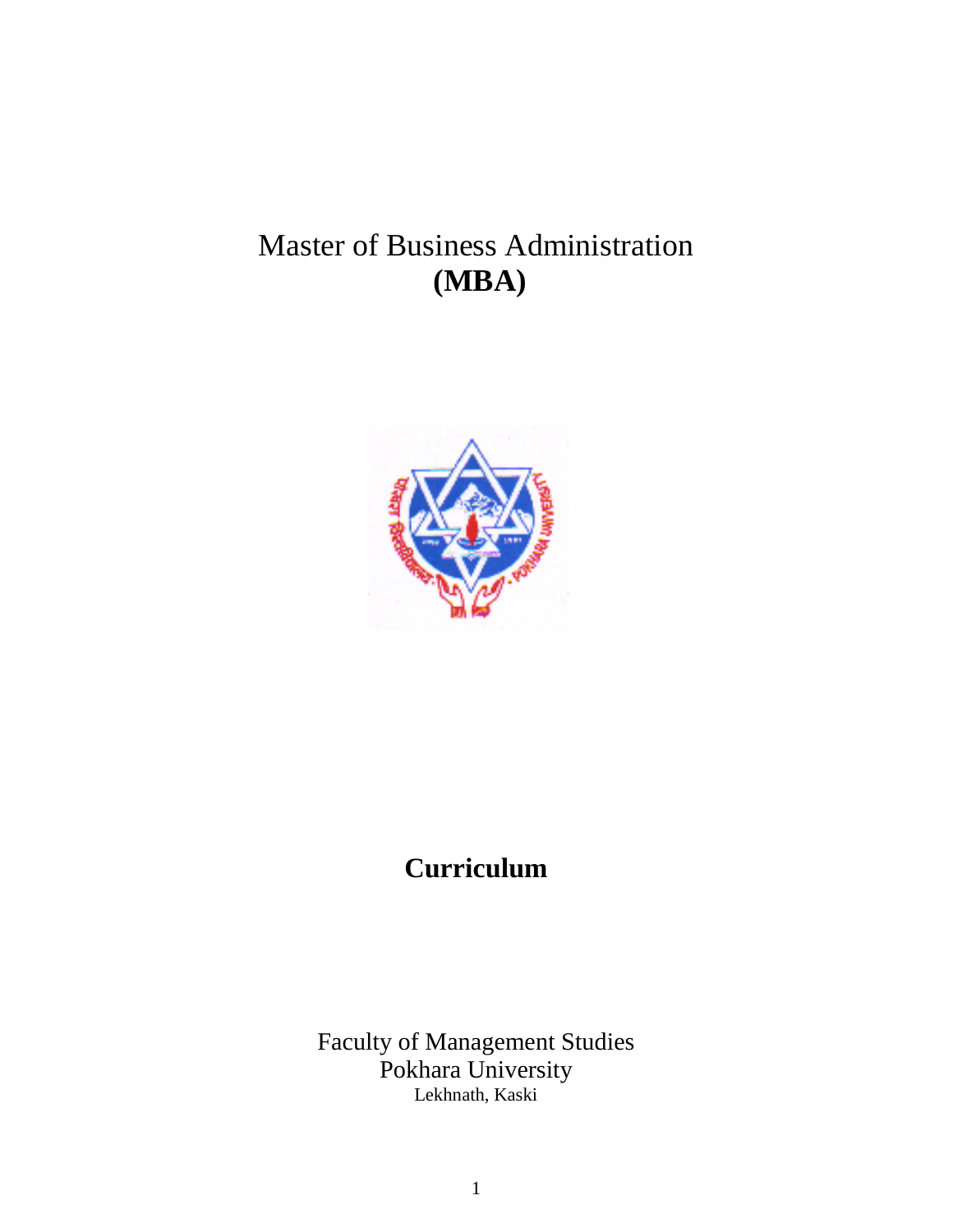# Master of Business Administration
# **(MBA)**

## **Curriculum**

Faculty of Management Studies
Pokhara University
Lekhnath, Kaski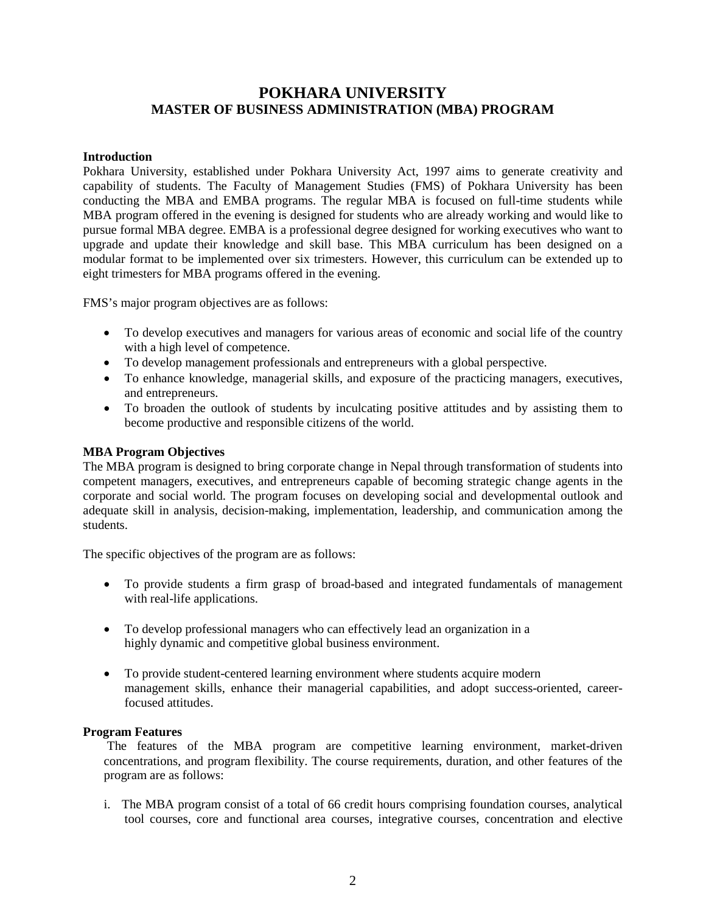# POKHARA UNIVERSITY
## MASTER OF BUSINESS ADMINISTRATION (MBA) PROGRAM

**Introduction**

Pokhara University, established under Pokhara University Act, 1997 aims to generate creativity and capability of students. The Faculty of Management Studies (FMS) of Pokhara University has been conducting the MBA and EMBA programs. The regular MBA is focused on full-time students while MBA program offered in the evening is designed for students who are already working and would like to pursue formal MBA degree. EMBA is a professional degree designed for working executives who want to upgrade and update their knowledge and skill base. This MBA curriculum has been designed on a modular format to be implemented over six trimesters. However, this curriculum can be extended up to eight trimesters for MBA programs offered in the evening.

FMS's major program objectives are as follows:

- To develop executives and managers for various areas of economic and social life of the country with a high level of competence.
- To develop management professionals and entrepreneurs with a global perspective.
- To enhance knowledge, managerial skills, and exposure of the practicing managers, executives, and entrepreneurs.
- To broaden the outlook of students by inculcating positive attitudes and by assisting them to become productive and responsible citizens of the world.

**MBA Program Objectives**

The MBA program is designed to bring corporate change in Nepal through transformation of students into competent managers, executives, and entrepreneurs capable of becoming strategic change agents in the corporate and social world. The program focuses on developing social and developmental outlook and adequate skill in analysis, decision-making, implementation, leadership, and communication among the students.

The specific objectives of the program are as follows:

- To provide students a firm grasp of broad-based and integrated fundamentals of management with real-life applications.
- To develop professional managers who can effectively lead an organization in a highly dynamic and competitive global business environment.
- To provide student-centered learning environment where students acquire modern management skills, enhance their managerial capabilities, and adopt success-oriented, career-focused attitudes.

**Program Features**

The features of the MBA program are competitive learning environment, market-driven concentrations, and program flexibility. The course requirements, duration, and other features of the program are as follows:

i. The MBA program consist of a total of 66 credit hours comprising foundation courses, analytical tool courses, core and functional area courses, integrative courses, concentration and elective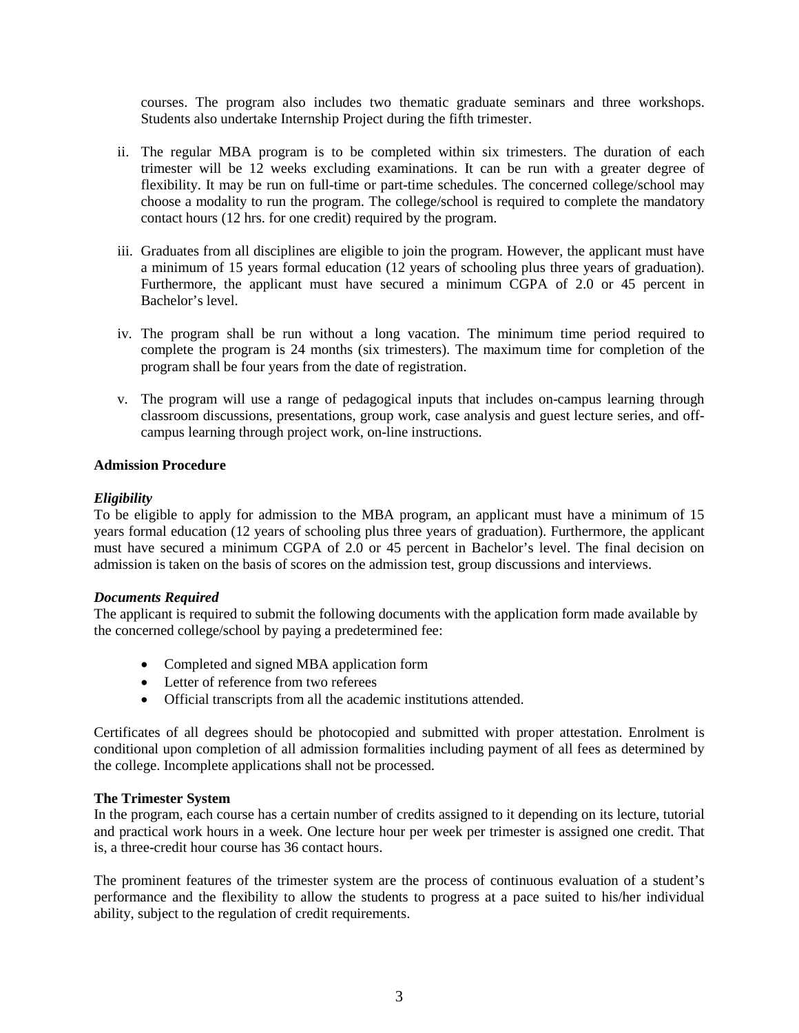courses. The program also includes two thematic graduate seminars and three workshops. Students also undertake Internship Project during the fifth trimester.

ii. The regular MBA program is to be completed within six trimesters. The duration of each trimester will be 12 weeks excluding examinations. It can be run with a greater degree of flexibility. It may be run on full-time or part-time schedules. The concerned college/school may choose a modality to run the program. The college/school is required to complete the mandatory contact hours (12 hrs. for one credit) required by the program.

iii. Graduates from all disciplines are eligible to join the program. However, the applicant must have a minimum of 15 years formal education (12 years of schooling plus three years of graduation). Furthermore, the applicant must have secured a minimum CGPA of 2.0 or 45 percent in Bachelor's level.

iv. The program shall be run without a long vacation. The minimum time period required to complete the program is 24 months (six trimesters). The maximum time for completion of the program shall be four years from the date of registration.

v. The program will use a range of pedagogical inputs that includes on-campus learning through classroom discussions, presentations, group work, case analysis and guest lecture series, and off-campus learning through project work, on-line instructions.

**Admission Procedure**

***Eligibility***

To be eligible to apply for admission to the MBA program, an applicant must have a minimum of 15 years formal education (12 years of schooling plus three years of graduation). Furthermore, the applicant must have secured a minimum CGPA of 2.0 or 45 percent in Bachelor's level. The final decision on admission is taken on the basis of scores on the admission test, group discussions and interviews.

***Documents Required***

The applicant is required to submit the following documents with the application form made available by the concerned college/school by paying a predetermined fee:

- Completed and signed MBA application form
- Letter of reference from two referees
- Official transcripts from all the academic institutions attended.

Certificates of all degrees should be photocopied and submitted with proper attestation. Enrolment is conditional upon completion of all admission formalities including payment of all fees as determined by the college. Incomplete applications shall not be processed.

**The Trimester System**

In the program, each course has a certain number of credits assigned to it depending on its lecture, tutorial and practical work hours in a week. One lecture hour per week per trimester is assigned one credit. That is, a three-credit hour course has 36 contact hours.

The prominent features of the trimester system are the process of continuous evaluation of a student's performance and the flexibility to allow the students to progress at a pace suited to his/her individual ability, subject to the regulation of credit requirements.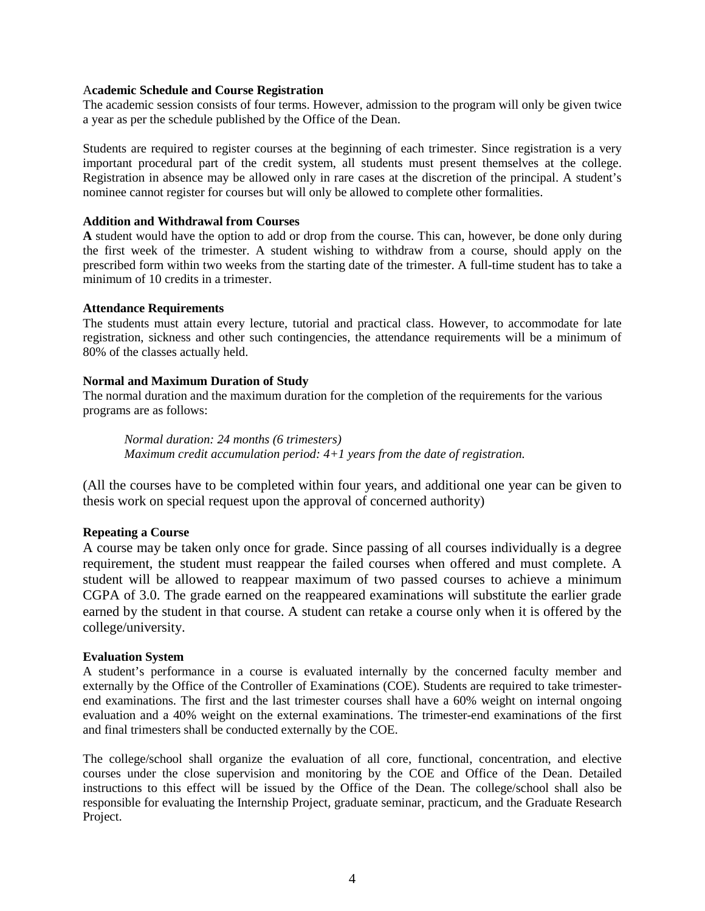**Academic Schedule and Course Registration**

The academic session consists of four terms. However, admission to the program will only be given twice a year as per the schedule published by the Office of the Dean.

Students are required to register courses at the beginning of each trimester. Since registration is a very important procedural part of the credit system, all students must present themselves at the college. Registration in absence may be allowed only in rare cases at the discretion of the principal. A student's nominee cannot register for courses but will only be allowed to complete other formalities.

**Addition and Withdrawal from Courses**

**A** student would have the option to add or drop from the course. This can, however, be done only during the first week of the trimester. A student wishing to withdraw from a course, should apply on the prescribed form within two weeks from the starting date of the trimester. A full-time student has to take a minimum of 10 credits in a trimester.

**Attendance Requirements**

The students must attain every lecture, tutorial and practical class. However, to accommodate for late registration, sickness and other such contingencies, the attendance requirements will be a minimum of 80% of the classes actually held.

**Normal and Maximum Duration of Study**

The normal duration and the maximum duration for the completion of the requirements for the various programs are as follows:

*Normal duration: 24 months (6 trimesters)*
*Maximum credit accumulation period: 4+1 years from the date of registration.*

(All the courses have to be completed within four years, and additional one year can be given to thesis work on special request upon the approval of concerned authority)

**Repeating a Course**

A course may be taken only once for grade. Since passing of all courses individually is a degree requirement, the student must reappear the failed courses when offered and must complete. A student will be allowed to reappear maximum of two passed courses to achieve a minimum CGPA of 3.0. The grade earned on the reappeared examinations will substitute the earlier grade earned by the student in that course. A student can retake a course only when it is offered by the college/university.

**Evaluation System**

A student's performance in a course is evaluated internally by the concerned faculty member and externally by the Office of the Controller of Examinations (COE). Students are required to take trimester-end examinations. The first and the last trimester courses shall have a 60% weight on internal ongoing evaluation and a 40% weight on the external examinations. The trimester-end examinations of the first and final trimesters shall be conducted externally by the COE.

The college/school shall organize the evaluation of all core, functional, concentration, and elective courses under the close supervision and monitoring by the COE and Office of the Dean. Detailed instructions to this effect will be issued by the Office of the Dean. The college/school shall also be responsible for evaluating the Internship Project, graduate seminar, practicum, and the Graduate Research Project.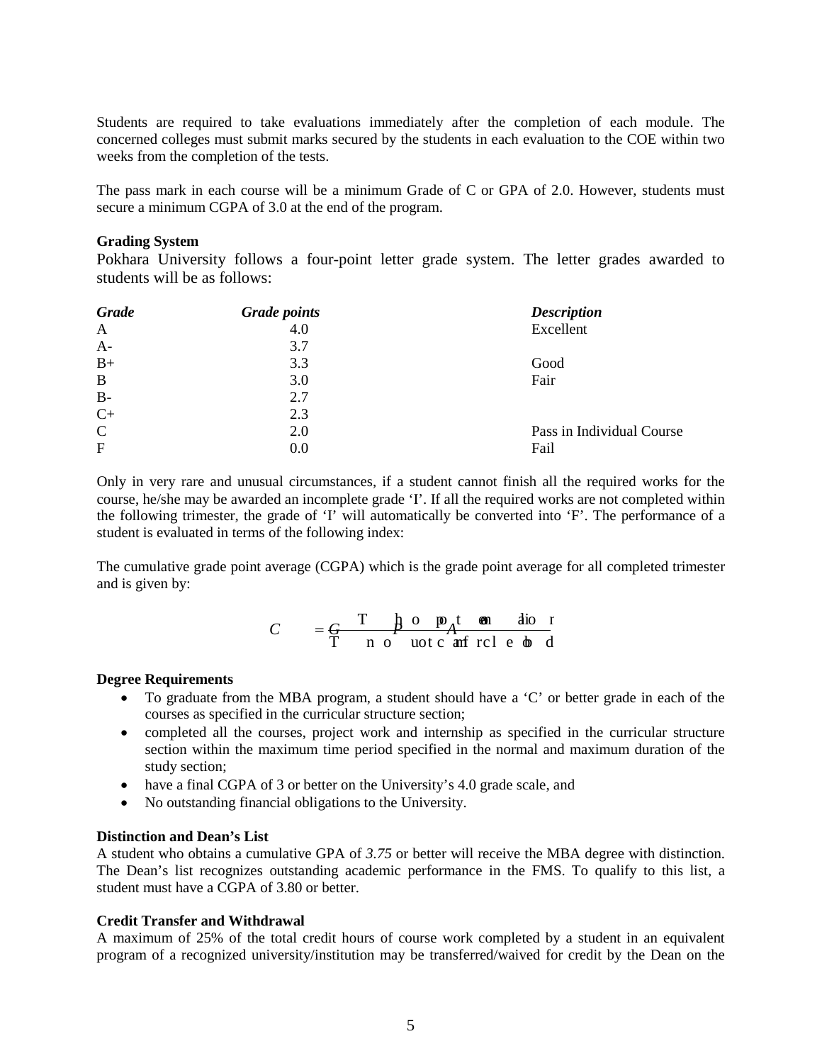Students are required to take evaluations immediately after the completion of each module. The concerned colleges must submit marks secured by the students in each evaluation to the COE within two weeks from the completion of the tests.

The pass mark in each course will be a minimum Grade of C or GPA of 2.0. However, students must secure a minimum CGPA of 3.0 at the end of the program.

**Grading System**

Pokhara University follows a four-point letter grade system. The letter grades awarded to students will be as follows:

| ***Grade*** | ***Grade points*** | ***Description*** |
|---|---|---|
| A | 4.0 | Excellent |
| A- | 3.7 | |
| B+ | 3.3 | Good |
| B | 3.0 | Fair |
| B- | 2.7 | |
| C+ | 2.3 | |
| C | 2.0 | Pass in Individual Course |
| F | 0.0 | Fail |

Only in very rare and unusual circumstances, if a student cannot finish all the required works for the course, he/she may be awarded an incomplete grade 'I'. If all the required works are not completed within the following trimester, the grade of 'I' will automatically be converted into 'F'. The performance of a student is evaluated in terms of the following index:

The cumulative grade point average (CGPA) which is the grade point average for all completed trimester and is given by:

$$CGPA = \frac{\text{Total honor points earned}}{\text{Total number of credits completed}}$$

**Degree Requirements**

- To graduate from the MBA program, a student should have a 'C' or better grade in each of the courses as specified in the curricular structure section;
- completed all the courses, project work and internship as specified in the curricular structure section within the maximum time period specified in the normal and maximum duration of the study section;
- have a final CGPA of 3 or better on the University's 4.0 grade scale, and
- No outstanding financial obligations to the University.

**Distinction and Dean's List**

A student who obtains a cumulative GPA of *3.75* or better will receive the MBA degree with distinction. The Dean's list recognizes outstanding academic performance in the FMS. To qualify to this list, a student must have a CGPA of 3.80 or better.

**Credit Transfer and Withdrawal**

A maximum of 25% of the total credit hours of course work completed by a student in an equivalent program of a recognized university/institution may be transferred/waived for credit by the Dean on the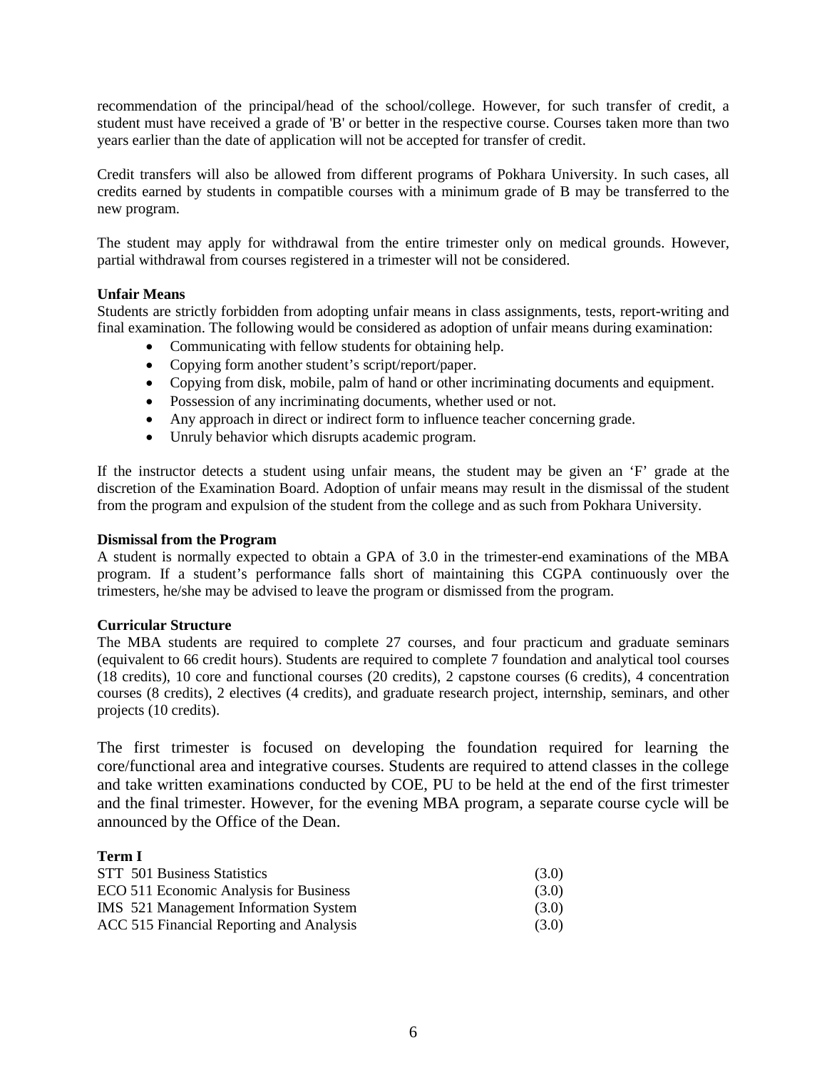recommendation of the principal/head of the school/college. However, for such transfer of credit, a student must have received a grade of 'B' or better in the respective course. Courses taken more than two years earlier than the date of application will not be accepted for transfer of credit.

Credit transfers will also be allowed from different programs of Pokhara University. In such cases, all credits earned by students in compatible courses with a minimum grade of B may be transferred to the new program.

The student may apply for withdrawal from the entire trimester only on medical grounds. However, partial withdrawal from courses registered in a trimester will not be considered.

**Unfair Means**

Students are strictly forbidden from adopting unfair means in class assignments, tests, report-writing and final examination. The following would be considered as adoption of unfair means during examination:

- Communicating with fellow students for obtaining help.
- Copying form another student's script/report/paper.
- Copying from disk, mobile, palm of hand or other incriminating documents and equipment.
- Possession of any incriminating documents, whether used or not.
- Any approach in direct or indirect form to influence teacher concerning grade.
- Unruly behavior which disrupts academic program.

If the instructor detects a student using unfair means, the student may be given an 'F' grade at the discretion of the Examination Board. Adoption of unfair means may result in the dismissal of the student from the program and expulsion of the student from the college and as such from Pokhara University.

**Dismissal from the Program**

A student is normally expected to obtain a GPA of 3.0 in the trimester-end examinations of the MBA program. If a student's performance falls short of maintaining this CGPA continuously over the trimesters, he/she may be advised to leave the program or dismissed from the program.

**Curricular Structure**

The MBA students are required to complete 27 courses, and four practicum and graduate seminars (equivalent to 66 credit hours). Students are required to complete 7 foundation and analytical tool courses (18 credits), 10 core and functional courses (20 credits), 2 capstone courses (6 credits), 4 concentration courses (8 credits), 2 electives (4 credits), and graduate research project, internship, seminars, and other projects (10 credits).

The first trimester is focused on developing the foundation required for learning the core/functional area and integrative courses. Students are required to attend classes in the college and take written examinations conducted by COE, PU to be held at the end of the first trimester and the final trimester. However, for the evening MBA program, a separate course cycle will be announced by the Office of the Dean.

**Term I**

| | |
|---|---|
| STT 501 Business Statistics | (3.0) |
| ECO 511 Economic Analysis for Business | (3.0) |
| IMS 521 Management Information System | (3.0) |
| ACC 515 Financial Reporting and Analysis | (3.0) |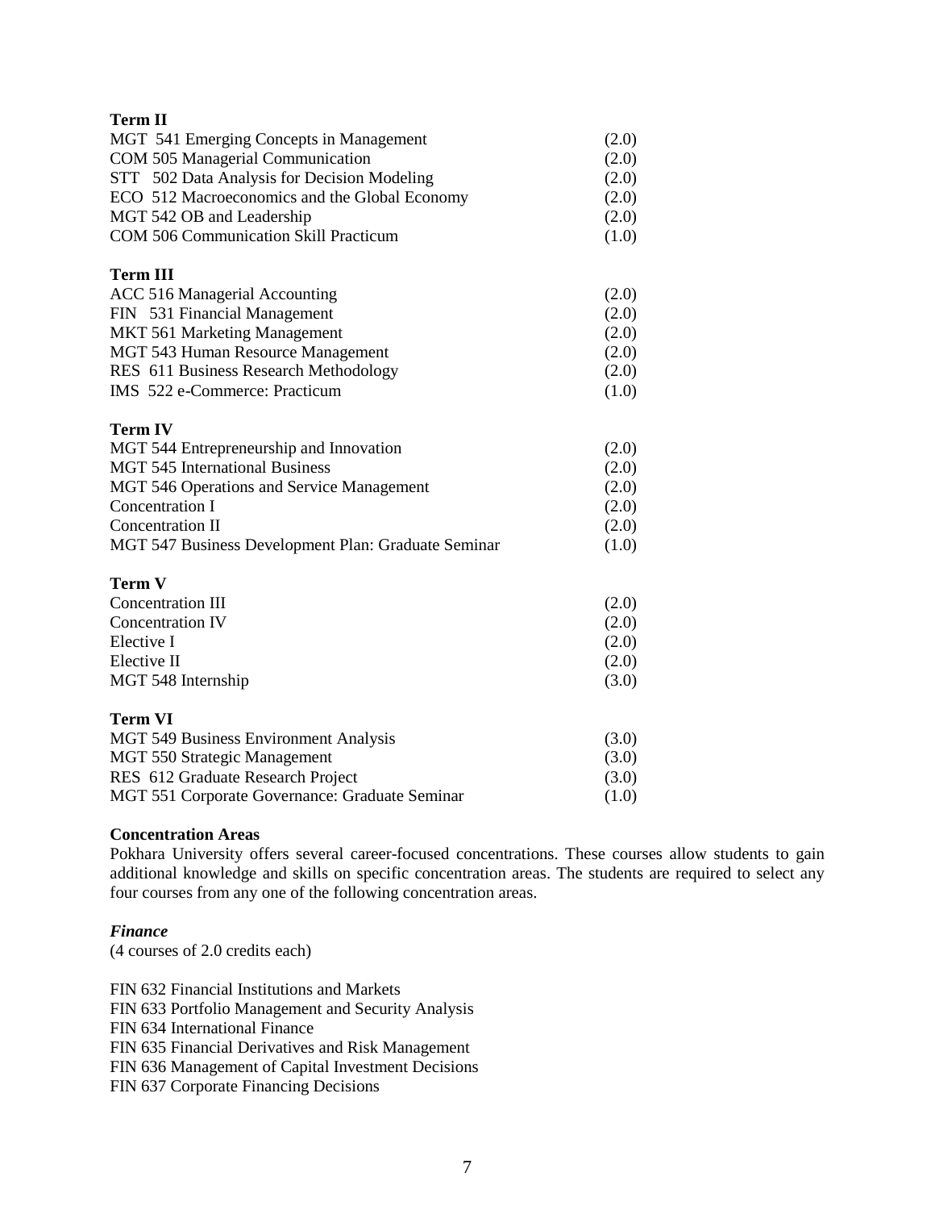**Term II**

| | |
|---|---|
| MGT 541 Emerging Concepts in Management | (2.0) |
| COM 505 Managerial Communication | (2.0) |
| STT 502 Data Analysis for Decision Modeling | (2.0) |
| ECO 512 Macroeconomics and the Global Economy | (2.0) |
| MGT 542 OB and Leadership | (2.0) |
| COM 506 Communication Skill Practicum | (1.0) |

**Term III**

| | |
|---|---|
| ACC 516 Managerial Accounting | (2.0) |
| FIN 531 Financial Management | (2.0) |
| MKT 561 Marketing Management | (2.0) |
| MGT 543 Human Resource Management | (2.0) |
| RES 611 Business Research Methodology | (2.0) |
| IMS 522 e-Commerce: Practicum | (1.0) |

**Term IV**

| | |
|---|---|
| MGT 544 Entrepreneurship and Innovation | (2.0) |
| MGT 545 International Business | (2.0) |
| MGT 546 Operations and Service Management | (2.0) |
| Concentration I | (2.0) |
| Concentration II | (2.0) |
| MGT 547 Business Development Plan: Graduate Seminar | (1.0) |

**Term V**

| | |
|---|---|
| Concentration III | (2.0) |
| Concentration IV | (2.0) |
| Elective I | (2.0) |
| Elective II | (2.0) |
| MGT 548 Internship | (3.0) |

**Term VI**

| | |
|---|---|
| MGT 549 Business Environment Analysis | (3.0) |
| MGT 550 Strategic Management | (3.0) |
| RES 612 Graduate Research Project | (3.0) |
| MGT 551 Corporate Governance: Graduate Seminar | (1.0) |

**Concentration Areas**

Pokhara University offers several career-focused concentrations. These courses allow students to gain additional knowledge and skills on specific concentration areas. The students are required to select any four courses from any one of the following concentration areas.

***Finance***

(4 courses of 2.0 credits each)

FIN 632 Financial Institutions and Markets
FIN 633 Portfolio Management and Security Analysis
FIN 634 International Finance
FIN 635 Financial Derivatives and Risk Management
FIN 636 Management of Capital Investment Decisions
FIN 637 Corporate Financing Decisions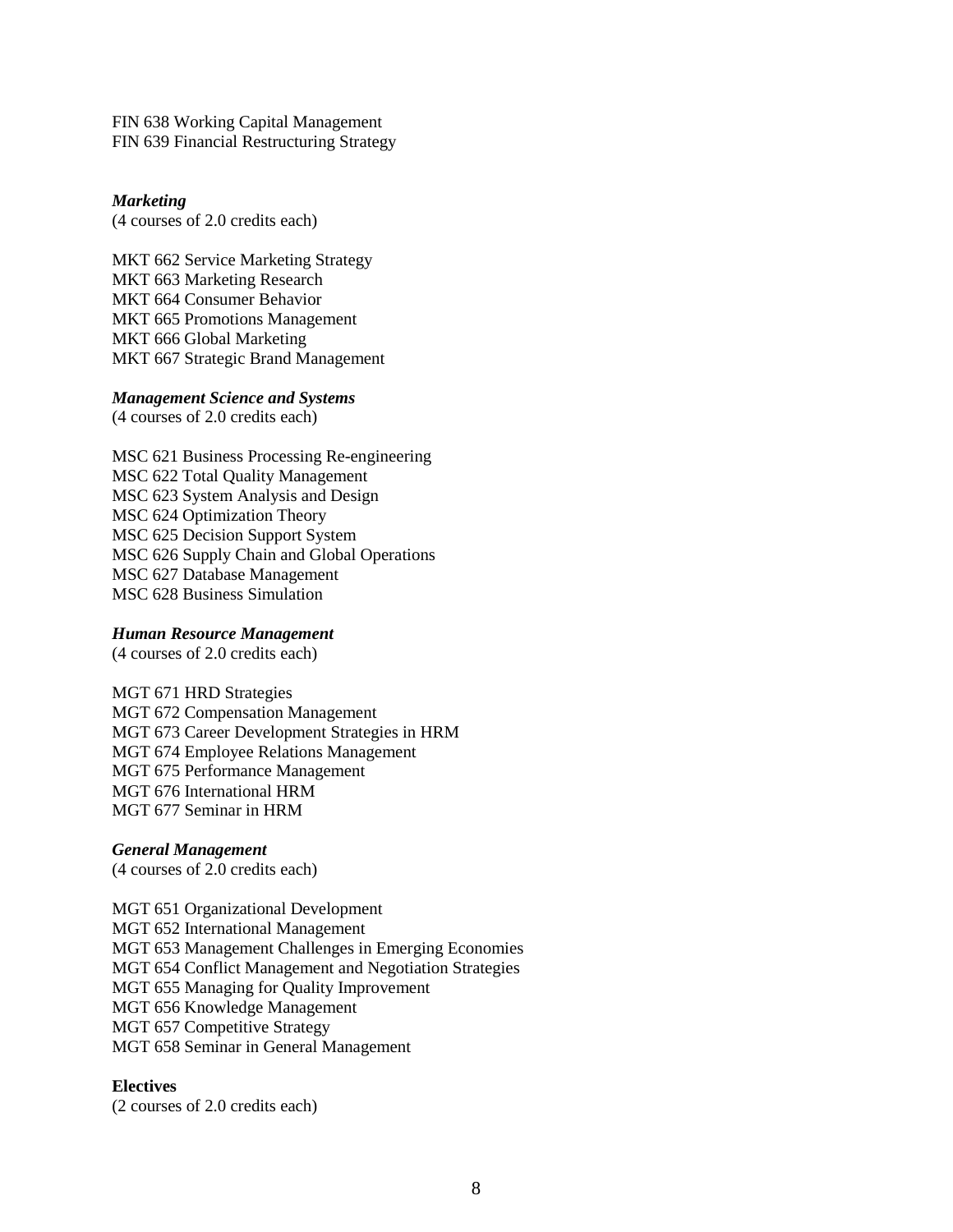FIN 638 Working Capital Management
FIN 639 Financial Restructuring Strategy

***Marketing***
(4 courses of 2.0 credits each)

MKT 662 Service Marketing Strategy
MKT 663 Marketing Research
MKT 664 Consumer Behavior
MKT 665 Promotions Management
MKT 666 Global Marketing
MKT 667 Strategic Brand Management

***Management Science and Systems***
(4 courses of 2.0 credits each)

MSC 621 Business Processing Re-engineering
MSC 622 Total Quality Management
MSC 623 System Analysis and Design
MSC 624 Optimization Theory
MSC 625 Decision Support System
MSC 626 Supply Chain and Global Operations
MSC 627 Database Management
MSC 628 Business Simulation

***Human Resource Management***
(4 courses of 2.0 credits each)

MGT 671 HRD Strategies
MGT 672 Compensation Management
MGT 673 Career Development Strategies in HRM
MGT 674 Employee Relations Management
MGT 675 Performance Management
MGT 676 International HRM
MGT 677 Seminar in HRM

***General Management***
(4 courses of 2.0 credits each)

MGT 651 Organizational Development
MGT 652 International Management
MGT 653 Management Challenges in Emerging Economies
MGT 654 Conflict Management and Negotiation Strategies
MGT 655 Managing for Quality Improvement
MGT 656 Knowledge Management
MGT 657 Competitive Strategy
MGT 658 Seminar in General Management

**Electives**
(2 courses of 2.0 credits each)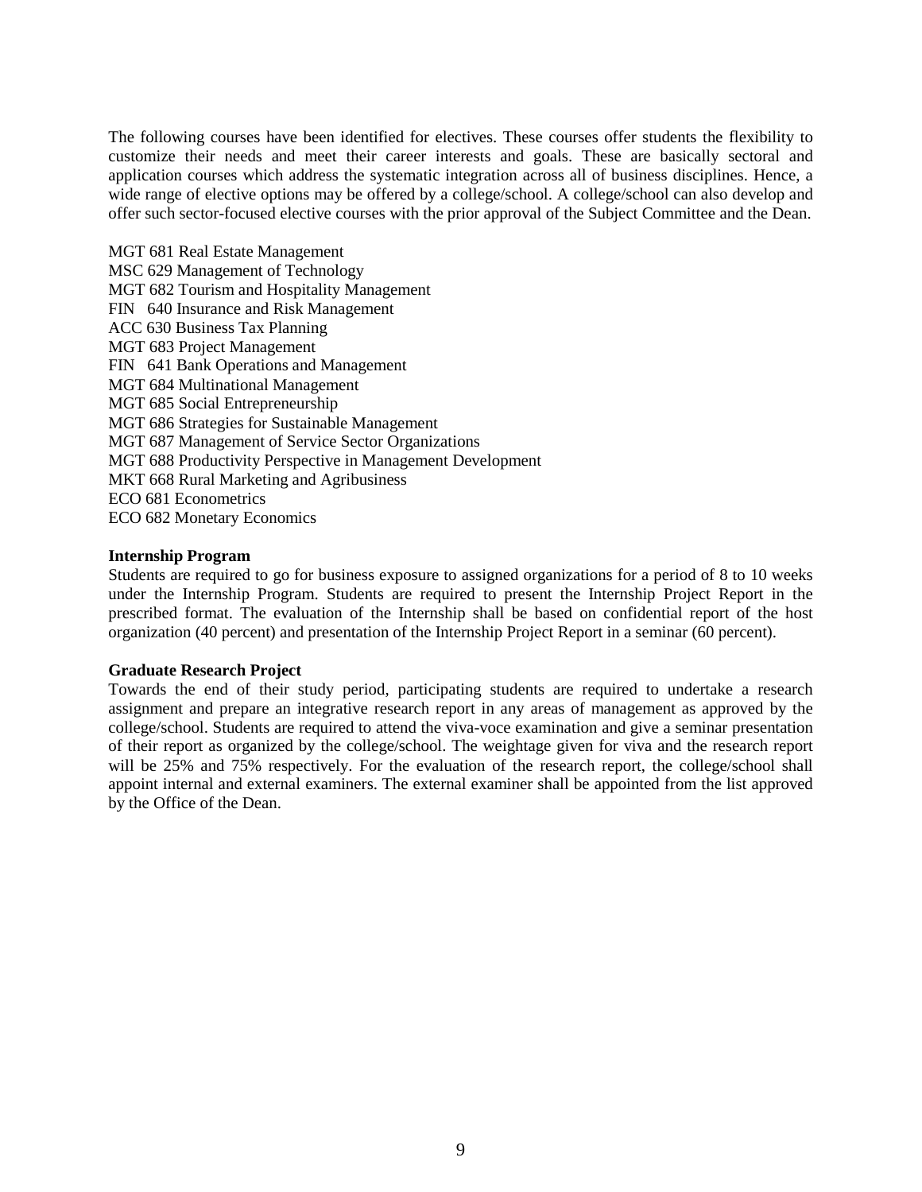The following courses have been identified for electives. These courses offer students the flexibility to customize their needs and meet their career interests and goals. These are basically sectoral and application courses which address the systematic integration across all of business disciplines. Hence, a wide range of elective options may be offered by a college/school. A college/school can also develop and offer such sector-focused elective courses with the prior approval of the Subject Committee and the Dean.

MGT 681 Real Estate Management
MSC 629 Management of Technology
MGT 682 Tourism and Hospitality Management
FIN 640 Insurance and Risk Management
ACC 630 Business Tax Planning
MGT 683 Project Management
FIN 641 Bank Operations and Management
MGT 684 Multinational Management
MGT 685 Social Entrepreneurship
MGT 686 Strategies for Sustainable Management
MGT 687 Management of Service Sector Organizations
MGT 688 Productivity Perspective in Management Development
MKT 668 Rural Marketing and Agribusiness
ECO 681 Econometrics
ECO 682 Monetary Economics

**Internship Program**

Students are required to go for business exposure to assigned organizations for a period of 8 to 10 weeks under the Internship Program. Students are required to present the Internship Project Report in the prescribed format. The evaluation of the Internship shall be based on confidential report of the host organization (40 percent) and presentation of the Internship Project Report in a seminar (60 percent).

**Graduate Research Project**

Towards the end of their study period, participating students are required to undertake a research assignment and prepare an integrative research report in any areas of management as approved by the college/school. Students are required to attend the viva-voce examination and give a seminar presentation of their report as organized by the college/school. The weightage given for viva and the research report will be 25% and 75% respectively. For the evaluation of the research report, the college/school shall appoint internal and external examiners. The external examiner shall be appointed from the list approved by the Office of the Dean.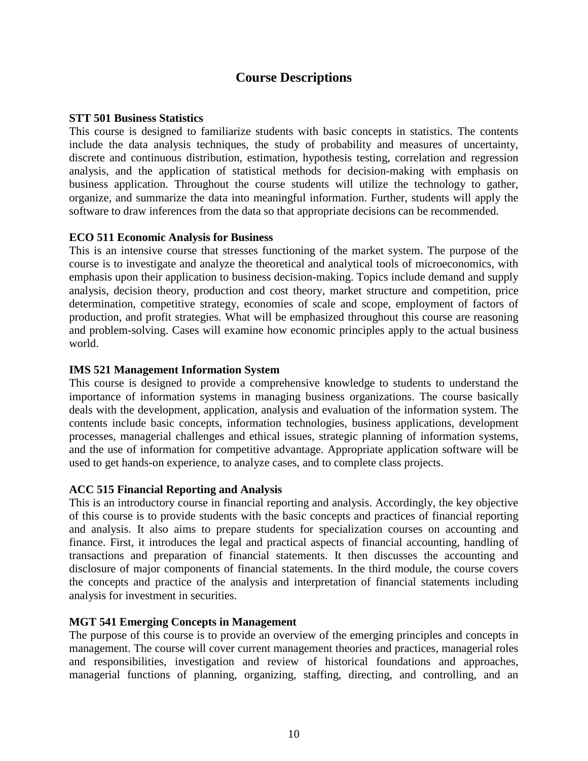## Course Descriptions

**STT 501 Business Statistics**

This course is designed to familiarize students with basic concepts in statistics. The contents include the data analysis techniques, the study of probability and measures of uncertainty, discrete and continuous distribution, estimation, hypothesis testing, correlation and regression analysis, and the application of statistical methods for decision-making with emphasis on business application. Throughout the course students will utilize the technology to gather, organize, and summarize the data into meaningful information. Further, students will apply the software to draw inferences from the data so that appropriate decisions can be recommended.

**ECO 511 Economic Analysis for Business**

This is an intensive course that stresses functioning of the market system. The purpose of the course is to investigate and analyze the theoretical and analytical tools of microeconomics, with emphasis upon their application to business decision-making. Topics include demand and supply analysis, decision theory, production and cost theory, market structure and competition, price determination, competitive strategy, economies of scale and scope, employment of factors of production, and profit strategies. What will be emphasized throughout this course are reasoning and problem-solving. Cases will examine how economic principles apply to the actual business world.

**IMS 521 Management Information System**

This course is designed to provide a comprehensive knowledge to students to understand the importance of information systems in managing business organizations. The course basically deals with the development, application, analysis and evaluation of the information system. The contents include basic concepts, information technologies, business applications, development processes, managerial challenges and ethical issues, strategic planning of information systems, and the use of information for competitive advantage. Appropriate application software will be used to get hands-on experience, to analyze cases, and to complete class projects.

**ACC 515 Financial Reporting and Analysis**

This is an introductory course in financial reporting and analysis. Accordingly, the key objective of this course is to provide students with the basic concepts and practices of financial reporting and analysis. It also aims to prepare students for specialization courses on accounting and finance. First, it introduces the legal and practical aspects of financial accounting, handling of transactions and preparation of financial statements. It then discusses the accounting and disclosure of major components of financial statements. In the third module, the course covers the concepts and practice of the analysis and interpretation of financial statements including analysis for investment in securities.

**MGT 541 Emerging Concepts in Management**

The purpose of this course is to provide an overview of the emerging principles and concepts in management. The course will cover current management theories and practices, managerial roles and responsibilities, investigation and review of historical foundations and approaches, managerial functions of planning, organizing, staffing, directing, and controlling, and an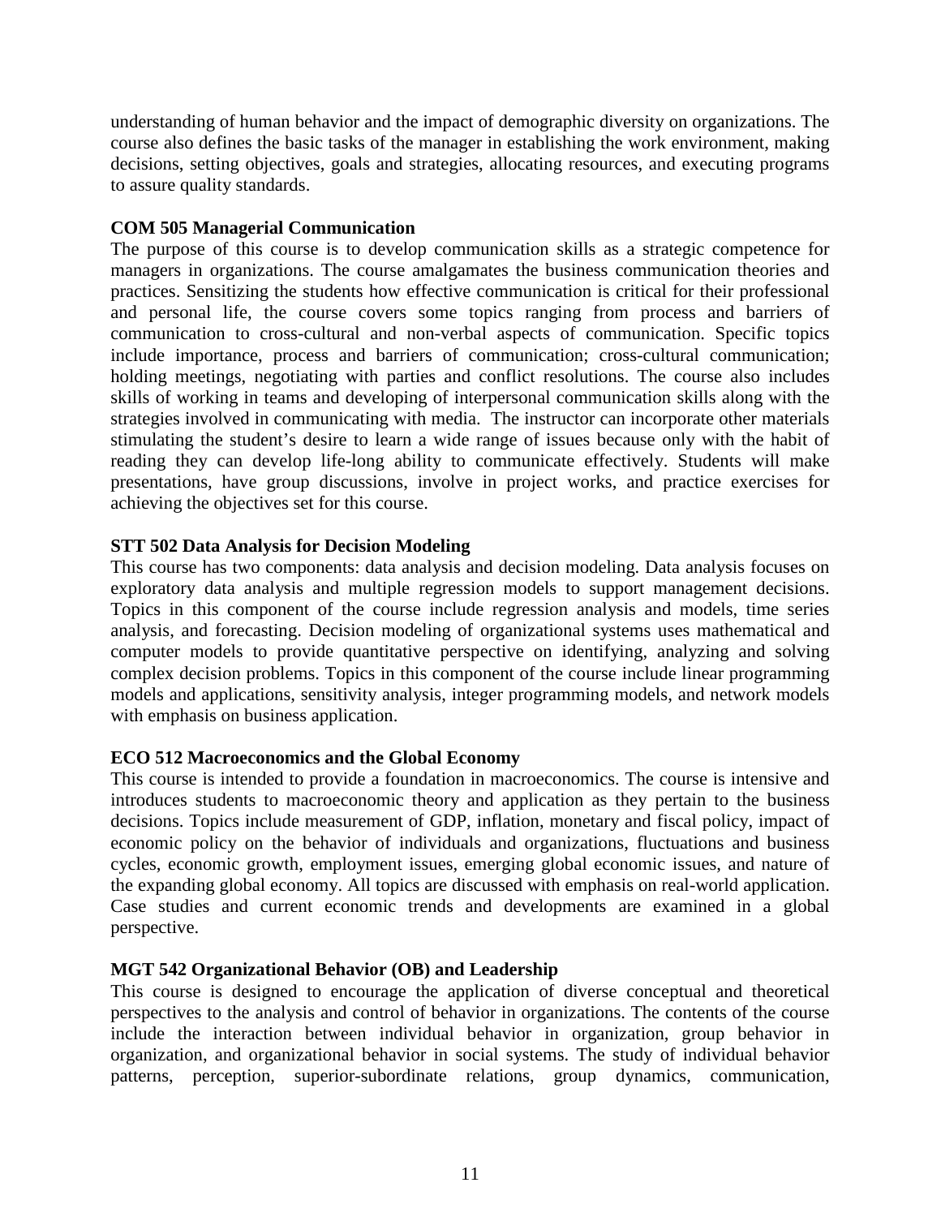understanding of human behavior and the impact of demographic diversity on organizations. The course also defines the basic tasks of the manager in establishing the work environment, making decisions, setting objectives, goals and strategies, allocating resources, and executing programs to assure quality standards.

**COM 505 Managerial Communication**

The purpose of this course is to develop communication skills as a strategic competence for managers in organizations. The course amalgamates the business communication theories and practices. Sensitizing the students how effective communication is critical for their professional and personal life, the course covers some topics ranging from process and barriers of communication to cross-cultural and non-verbal aspects of communication. Specific topics include importance, process and barriers of communication; cross-cultural communication; holding meetings, negotiating with parties and conflict resolutions. The course also includes skills of working in teams and developing of interpersonal communication skills along with the strategies involved in communicating with media. The instructor can incorporate other materials stimulating the student's desire to learn a wide range of issues because only with the habit of reading they can develop life-long ability to communicate effectively. Students will make presentations, have group discussions, involve in project works, and practice exercises for achieving the objectives set for this course.

**STT 502 Data Analysis for Decision Modeling**

This course has two components: data analysis and decision modeling. Data analysis focuses on exploratory data analysis and multiple regression models to support management decisions. Topics in this component of the course include regression analysis and models, time series analysis, and forecasting. Decision modeling of organizational systems uses mathematical and computer models to provide quantitative perspective on identifying, analyzing and solving complex decision problems. Topics in this component of the course include linear programming models and applications, sensitivity analysis, integer programming models, and network models with emphasis on business application.

**ECO 512 Macroeconomics and the Global Economy**

This course is intended to provide a foundation in macroeconomics. The course is intensive and introduces students to macroeconomic theory and application as they pertain to the business decisions. Topics include measurement of GDP, inflation, monetary and fiscal policy, impact of economic policy on the behavior of individuals and organizations, fluctuations and business cycles, economic growth, employment issues, emerging global economic issues, and nature of the expanding global economy. All topics are discussed with emphasis on real-world application. Case studies and current economic trends and developments are examined in a global perspective.

**MGT 542 Organizational Behavior (OB) and Leadership**

This course is designed to encourage the application of diverse conceptual and theoretical perspectives to the analysis and control of behavior in organizations. The contents of the course include the interaction between individual behavior in organization, group behavior in organization, and organizational behavior in social systems. The study of individual behavior patterns, perception, superior-subordinate relations, group dynamics, communication,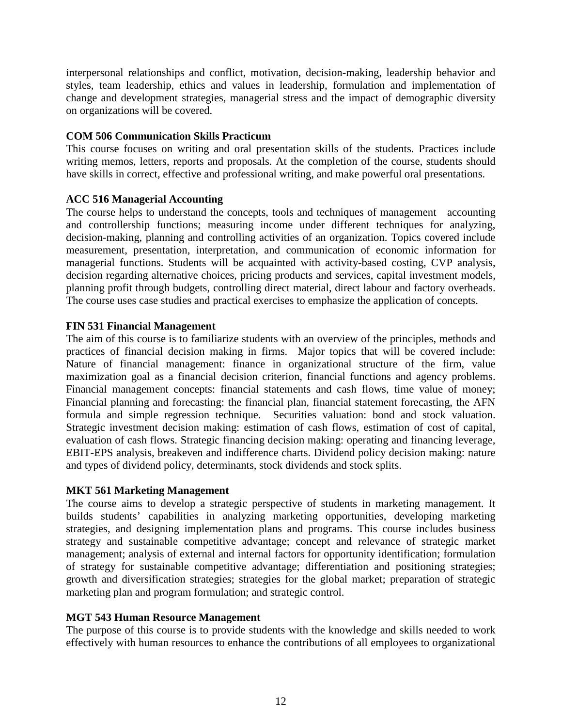interpersonal relationships and conflict, motivation, decision-making, leadership behavior and styles, team leadership, ethics and values in leadership, formulation and implementation of change and development strategies, managerial stress and the impact of demographic diversity on organizations will be covered.

**COM 506 Communication Skills Practicum**

This course focuses on writing and oral presentation skills of the students. Practices include writing memos, letters, reports and proposals. At the completion of the course, students should have skills in correct, effective and professional writing, and make powerful oral presentations.

**ACC 516 Managerial Accounting**

The course helps to understand the concepts, tools and techniques of management accounting and controllership functions; measuring income under different techniques for analyzing, decision-making, planning and controlling activities of an organization. Topics covered include measurement, presentation, interpretation, and communication of economic information for managerial functions. Students will be acquainted with activity-based costing, CVP analysis, decision regarding alternative choices, pricing products and services, capital investment models, planning profit through budgets, controlling direct material, direct labour and factory overheads. The course uses case studies and practical exercises to emphasize the application of concepts.

**FIN 531 Financial Management**

The aim of this course is to familiarize students with an overview of the principles, methods and practices of financial decision making in firms. Major topics that will be covered include: Nature of financial management: finance in organizational structure of the firm, value maximization goal as a financial decision criterion, financial functions and agency problems. Financial management concepts: financial statements and cash flows, time value of money; Financial planning and forecasting: the financial plan, financial statement forecasting, the AFN formula and simple regression technique. Securities valuation: bond and stock valuation. Strategic investment decision making: estimation of cash flows, estimation of cost of capital, evaluation of cash flows. Strategic financing decision making: operating and financing leverage, EBIT-EPS analysis, breakeven and indifference charts. Dividend policy decision making: nature and types of dividend policy, determinants, stock dividends and stock splits.

**MKT 561 Marketing Management**

The course aims to develop a strategic perspective of students in marketing management. It builds students' capabilities in analyzing marketing opportunities, developing marketing strategies, and designing implementation plans and programs. This course includes business strategy and sustainable competitive advantage; concept and relevance of strategic market management; analysis of external and internal factors for opportunity identification; formulation of strategy for sustainable competitive advantage; differentiation and positioning strategies; growth and diversification strategies; strategies for the global market; preparation of strategic marketing plan and program formulation; and strategic control.

**MGT 543 Human Resource Management**

The purpose of this course is to provide students with the knowledge and skills needed to work effectively with human resources to enhance the contributions of all employees to organizational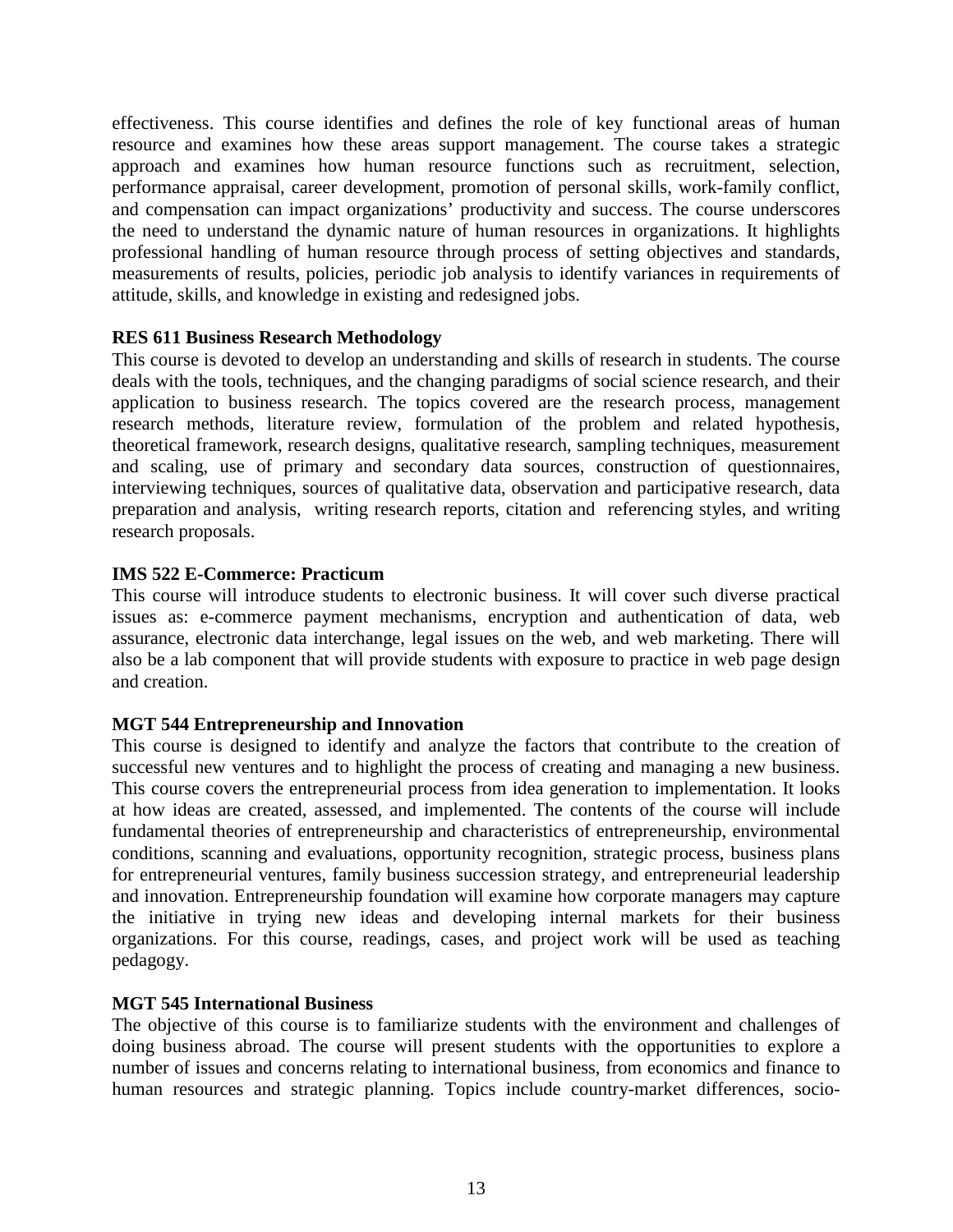effectiveness. This course identifies and defines the role of key functional areas of human resource and examines how these areas support management. The course takes a strategic approach and examines how human resource functions such as recruitment, selection, performance appraisal, career development, promotion of personal skills, work-family conflict, and compensation can impact organizations' productivity and success. The course underscores the need to understand the dynamic nature of human resources in organizations. It highlights professional handling of human resource through process of setting objectives and standards, measurements of results, policies, periodic job analysis to identify variances in requirements of attitude, skills, and knowledge in existing and redesigned jobs.

**RES 611 Business Research Methodology**

This course is devoted to develop an understanding and skills of research in students. The course deals with the tools, techniques, and the changing paradigms of social science research, and their application to business research. The topics covered are the research process, management research methods, literature review, formulation of the problem and related hypothesis, theoretical framework, research designs, qualitative research, sampling techniques, measurement and scaling, use of primary and secondary data sources, construction of questionnaires, interviewing techniques, sources of qualitative data, observation and participative research, data preparation and analysis, writing research reports, citation and referencing styles, and writing research proposals.

**IMS 522 E-Commerce: Practicum**

This course will introduce students to electronic business. It will cover such diverse practical issues as: e-commerce payment mechanisms, encryption and authentication of data, web assurance, electronic data interchange, legal issues on the web, and web marketing. There will also be a lab component that will provide students with exposure to practice in web page design and creation.

**MGT 544 Entrepreneurship and Innovation**

This course is designed to identify and analyze the factors that contribute to the creation of successful new ventures and to highlight the process of creating and managing a new business. This course covers the entrepreneurial process from idea generation to implementation. It looks at how ideas are created, assessed, and implemented. The contents of the course will include fundamental theories of entrepreneurship and characteristics of entrepreneurship, environmental conditions, scanning and evaluations, opportunity recognition, strategic process, business plans for entrepreneurial ventures, family business succession strategy, and entrepreneurial leadership and innovation. Entrepreneurship foundation will examine how corporate managers may capture the initiative in trying new ideas and developing internal markets for their business organizations. For this course, readings, cases, and project work will be used as teaching pedagogy.

**MGT 545 International Business**

The objective of this course is to familiarize students with the environment and challenges of doing business abroad. The course will present students with the opportunities to explore a number of issues and concerns relating to international business, from economics and finance to human resources and strategic planning. Topics include country-market differences, socio-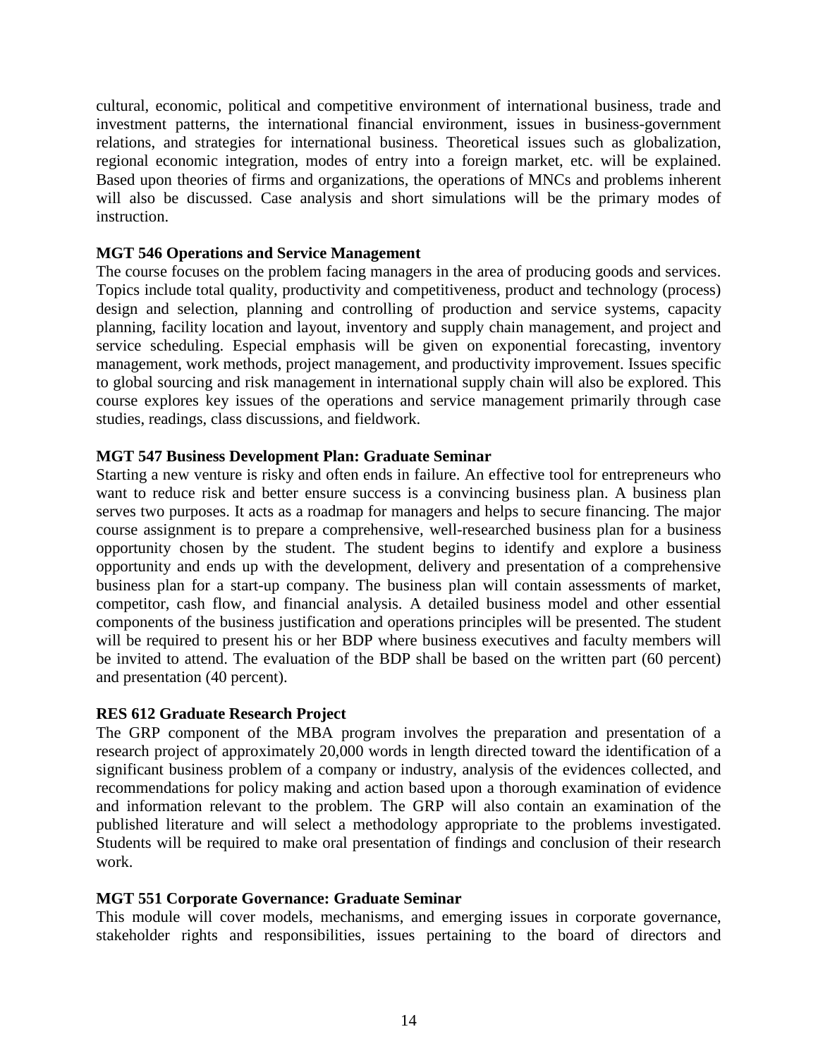cultural, economic, political and competitive environment of international business, trade and investment patterns, the international financial environment, issues in business-government relations, and strategies for international business. Theoretical issues such as globalization, regional economic integration, modes of entry into a foreign market, etc. will be explained. Based upon theories of firms and organizations, the operations of MNCs and problems inherent will also be discussed. Case analysis and short simulations will be the primary modes of instruction.

**MGT 546 Operations and Service Management**

The course focuses on the problem facing managers in the area of producing goods and services. Topics include total quality, productivity and competitiveness, product and technology (process) design and selection, planning and controlling of production and service systems, capacity planning, facility location and layout, inventory and supply chain management, and project and service scheduling. Especial emphasis will be given on exponential forecasting, inventory management, work methods, project management, and productivity improvement. Issues specific to global sourcing and risk management in international supply chain will also be explored. This course explores key issues of the operations and service management primarily through case studies, readings, class discussions, and fieldwork.

**MGT 547 Business Development Plan: Graduate Seminar**

Starting a new venture is risky and often ends in failure. An effective tool for entrepreneurs who want to reduce risk and better ensure success is a convincing business plan. A business plan serves two purposes. It acts as a roadmap for managers and helps to secure financing. The major course assignment is to prepare a comprehensive, well-researched business plan for a business opportunity chosen by the student. The student begins to identify and explore a business opportunity and ends up with the development, delivery and presentation of a comprehensive business plan for a start-up company. The business plan will contain assessments of market, competitor, cash flow, and financial analysis. A detailed business model and other essential components of the business justification and operations principles will be presented. The student will be required to present his or her BDP where business executives and faculty members will be invited to attend. The evaluation of the BDP shall be based on the written part (60 percent) and presentation (40 percent).

**RES 612 Graduate Research Project**

The GRP component of the MBA program involves the preparation and presentation of a research project of approximately 20,000 words in length directed toward the identification of a significant business problem of a company or industry, analysis of the evidences collected, and recommendations for policy making and action based upon a thorough examination of evidence and information relevant to the problem. The GRP will also contain an examination of the published literature and will select a methodology appropriate to the problems investigated. Students will be required to make oral presentation of findings and conclusion of their research work.

**MGT 551 Corporate Governance: Graduate Seminar**

This module will cover models, mechanisms, and emerging issues in corporate governance, stakeholder rights and responsibilities, issues pertaining to the board of directors and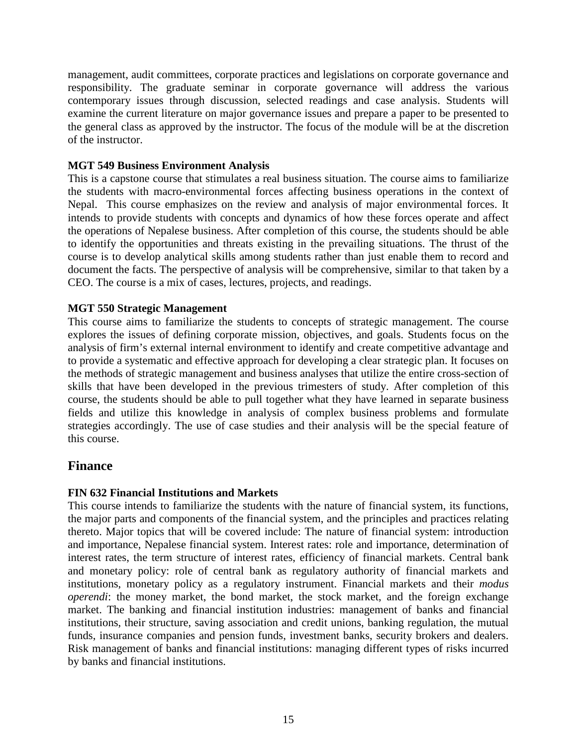management, audit committees, corporate practices and legislations on corporate governance and responsibility. The graduate seminar in corporate governance will address the various contemporary issues through discussion, selected readings and case analysis. Students will examine the current literature on major governance issues and prepare a paper to be presented to the general class as approved by the instructor. The focus of the module will be at the discretion of the instructor.

**MGT 549 Business Environment Analysis**

This is a capstone course that stimulates a real business situation. The course aims to familiarize the students with macro-environmental forces affecting business operations in the context of Nepal. This course emphasizes on the review and analysis of major environmental forces. It intends to provide students with concepts and dynamics of how these forces operate and affect the operations of Nepalese business. After completion of this course, the students should be able to identify the opportunities and threats existing in the prevailing situations. The thrust of the course is to develop analytical skills among students rather than just enable them to record and document the facts. The perspective of analysis will be comprehensive, similar to that taken by a CEO. The course is a mix of cases, lectures, projects, and readings.

**MGT 550 Strategic Management**

This course aims to familiarize the students to concepts of strategic management. The course explores the issues of defining corporate mission, objectives, and goals. Students focus on the analysis of firm's external internal environment to identify and create competitive advantage and to provide a systematic and effective approach for developing a clear strategic plan. It focuses on the methods of strategic management and business analyses that utilize the entire cross-section of skills that have been developed in the previous trimesters of study. After completion of this course, the students should be able to pull together what they have learned in separate business fields and utilize this knowledge in analysis of complex business problems and formulate strategies accordingly. The use of case studies and their analysis will be the special feature of this course.

## Finance

**FIN 632 Financial Institutions and Markets**

This course intends to familiarize the students with the nature of financial system, its functions, the major parts and components of the financial system, and the principles and practices relating thereto. Major topics that will be covered include: The nature of financial system: introduction and importance, Nepalese financial system. Interest rates: role and importance, determination of interest rates, the term structure of interest rates, efficiency of financial markets. Central bank and monetary policy: role of central bank as regulatory authority of financial markets and institutions, monetary policy as a regulatory instrument. Financial markets and their *modus operendi*: the money market, the bond market, the stock market, and the foreign exchange market. The banking and financial institution industries: management of banks and financial institutions, their structure, saving association and credit unions, banking regulation, the mutual funds, insurance companies and pension funds, investment banks, security brokers and dealers. Risk management of banks and financial institutions: managing different types of risks incurred by banks and financial institutions.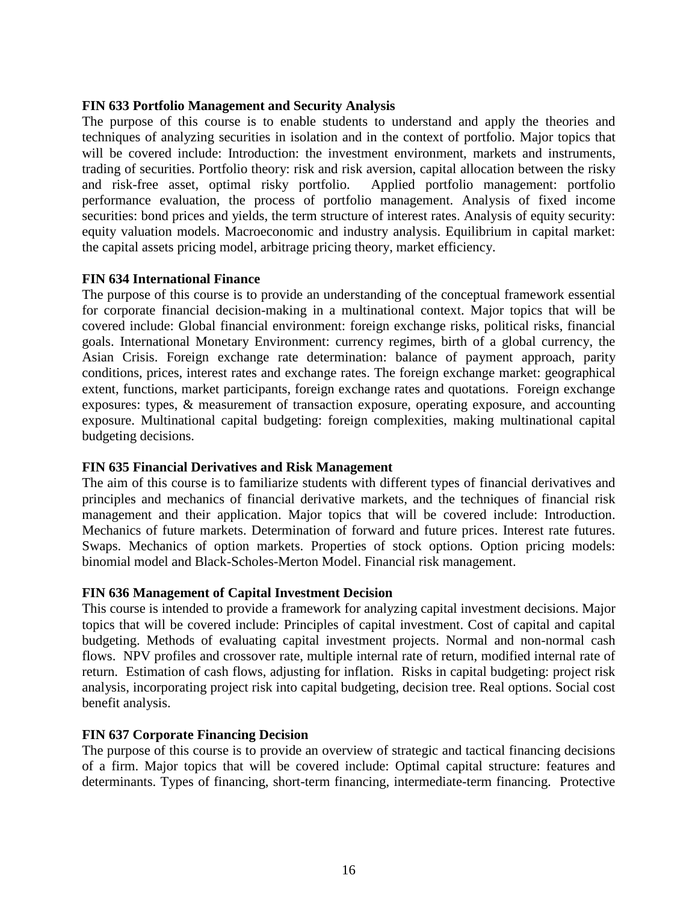**FIN 633 Portfolio Management and Security Analysis**

The purpose of this course is to enable students to understand and apply the theories and techniques of analyzing securities in isolation and in the context of portfolio. Major topics that will be covered include: Introduction: the investment environment, markets and instruments, trading of securities. Portfolio theory: risk and risk aversion, capital allocation between the risky and risk-free asset, optimal risky portfolio. Applied portfolio management: portfolio performance evaluation, the process of portfolio management. Analysis of fixed income securities: bond prices and yields, the term structure of interest rates. Analysis of equity security: equity valuation models. Macroeconomic and industry analysis. Equilibrium in capital market: the capital assets pricing model, arbitrage pricing theory, market efficiency.

**FIN 634 International Finance**

The purpose of this course is to provide an understanding of the conceptual framework essential for corporate financial decision-making in a multinational context. Major topics that will be covered include: Global financial environment: foreign exchange risks, political risks, financial goals. International Monetary Environment: currency regimes, birth of a global currency, the Asian Crisis. Foreign exchange rate determination: balance of payment approach, parity conditions, prices, interest rates and exchange rates. The foreign exchange market: geographical extent, functions, market participants, foreign exchange rates and quotations. Foreign exchange exposures: types, & measurement of transaction exposure, operating exposure, and accounting exposure. Multinational capital budgeting: foreign complexities, making multinational capital budgeting decisions.

**FIN 635 Financial Derivatives and Risk Management**

The aim of this course is to familiarize students with different types of financial derivatives and principles and mechanics of financial derivative markets, and the techniques of financial risk management and their application. Major topics that will be covered include: Introduction. Mechanics of future markets. Determination of forward and future prices. Interest rate futures. Swaps. Mechanics of option markets. Properties of stock options. Option pricing models: binomial model and Black-Scholes-Merton Model. Financial risk management.

**FIN 636 Management of Capital Investment Decision**

This course is intended to provide a framework for analyzing capital investment decisions. Major topics that will be covered include: Principles of capital investment. Cost of capital and capital budgeting. Methods of evaluating capital investment projects. Normal and non-normal cash flows. NPV profiles and crossover rate, multiple internal rate of return, modified internal rate of return. Estimation of cash flows, adjusting for inflation. Risks in capital budgeting: project risk analysis, incorporating project risk into capital budgeting, decision tree. Real options. Social cost benefit analysis.

**FIN 637 Corporate Financing Decision**

The purpose of this course is to provide an overview of strategic and tactical financing decisions of a firm. Major topics that will be covered include: Optimal capital structure: features and determinants. Types of financing, short-term financing, intermediate-term financing. Protective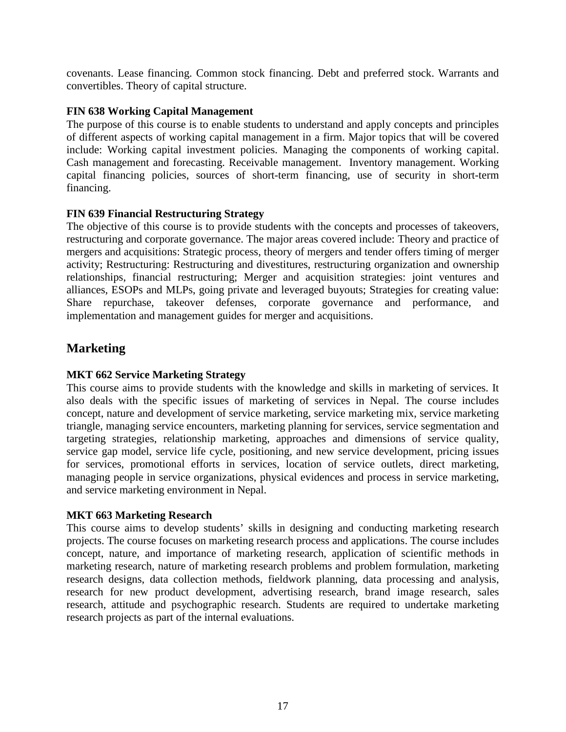covenants. Lease financing. Common stock financing. Debt and preferred stock. Warrants and convertibles. Theory of capital structure.

**FIN 638 Working Capital Management**

The purpose of this course is to enable students to understand and apply concepts and principles of different aspects of working capital management in a firm. Major topics that will be covered include: Working capital investment policies. Managing the components of working capital. Cash management and forecasting. Receivable management. Inventory management. Working capital financing policies, sources of short-term financing, use of security in short-term financing.

**FIN 639 Financial Restructuring Strategy**

The objective of this course is to provide students with the concepts and processes of takeovers, restructuring and corporate governance. The major areas covered include: Theory and practice of mergers and acquisitions: Strategic process, theory of mergers and tender offers timing of merger activity; Restructuring: Restructuring and divestitures, restructuring organization and ownership relationships, financial restructuring; Merger and acquisition strategies: joint ventures and alliances, ESOPs and MLPs, going private and leveraged buyouts; Strategies for creating value: Share repurchase, takeover defenses, corporate governance and performance, and implementation and management guides for merger and acquisitions.

## Marketing

**MKT 662 Service Marketing Strategy**

This course aims to provide students with the knowledge and skills in marketing of services. It also deals with the specific issues of marketing of services in Nepal. The course includes concept, nature and development of service marketing, service marketing mix, service marketing triangle, managing service encounters, marketing planning for services, service segmentation and targeting strategies, relationship marketing, approaches and dimensions of service quality, service gap model, service life cycle, positioning, and new service development, pricing issues for services, promotional efforts in services, location of service outlets, direct marketing, managing people in service organizations, physical evidences and process in service marketing, and service marketing environment in Nepal.

**MKT 663 Marketing Research**

This course aims to develop students' skills in designing and conducting marketing research projects. The course focuses on marketing research process and applications. The course includes concept, nature, and importance of marketing research, application of scientific methods in marketing research, nature of marketing research problems and problem formulation, marketing research designs, data collection methods, fieldwork planning, data processing and analysis, research for new product development, advertising research, brand image research, sales research, attitude and psychographic research. Students are required to undertake marketing research projects as part of the internal evaluations.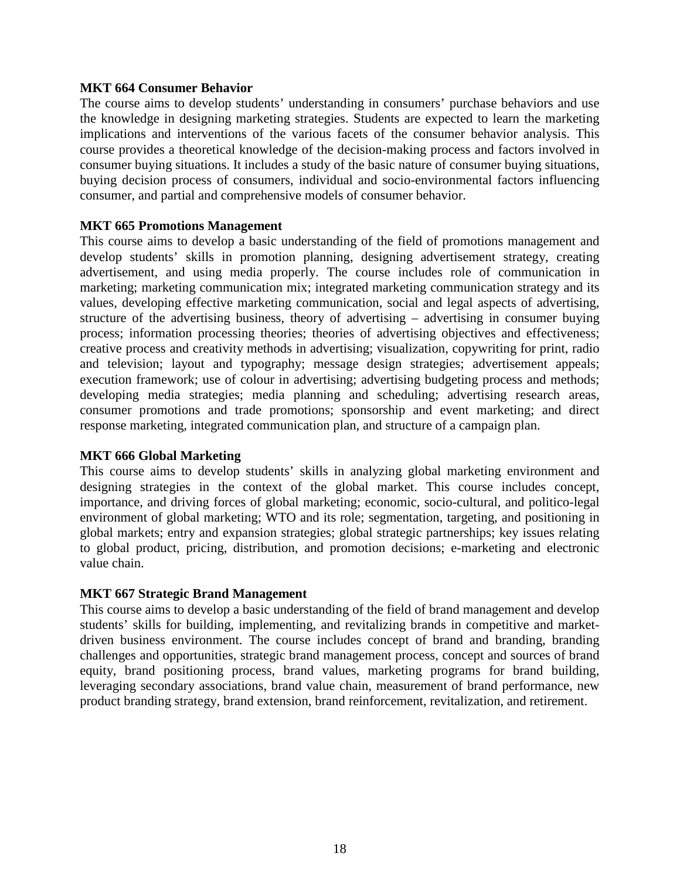**MKT 664 Consumer Behavior**

The course aims to develop students' understanding in consumers' purchase behaviors and use the knowledge in designing marketing strategies. Students are expected to learn the marketing implications and interventions of the various facets of the consumer behavior analysis. This course provides a theoretical knowledge of the decision-making process and factors involved in consumer buying situations. It includes a study of the basic nature of consumer buying situations, buying decision process of consumers, individual and socio-environmental factors influencing consumer, and partial and comprehensive models of consumer behavior.

**MKT 665 Promotions Management**

This course aims to develop a basic understanding of the field of promotions management and develop students' skills in promotion planning, designing advertisement strategy, creating advertisement, and using media properly. The course includes role of communication in marketing; marketing communication mix; integrated marketing communication strategy and its values, developing effective marketing communication, social and legal aspects of advertising, structure of the advertising business, theory of advertising – advertising in consumer buying process; information processing theories; theories of advertising objectives and effectiveness; creative process and creativity methods in advertising; visualization, copywriting for print, radio and television; layout and typography; message design strategies; advertisement appeals; execution framework; use of colour in advertising; advertising budgeting process and methods; developing media strategies; media planning and scheduling; advertising research areas, consumer promotions and trade promotions; sponsorship and event marketing; and direct response marketing, integrated communication plan, and structure of a campaign plan.

**MKT 666 Global Marketing**

This course aims to develop students' skills in analyzing global marketing environment and designing strategies in the context of the global market. This course includes concept, importance, and driving forces of global marketing; economic, socio-cultural, and politico-legal environment of global marketing; WTO and its role; segmentation, targeting, and positioning in global markets; entry and expansion strategies; global strategic partnerships; key issues relating to global product, pricing, distribution, and promotion decisions; e-marketing and electronic value chain.

**MKT 667 Strategic Brand Management**

This course aims to develop a basic understanding of the field of brand management and develop students' skills for building, implementing, and revitalizing brands in competitive and market-driven business environment. The course includes concept of brand and branding, branding challenges and opportunities, strategic brand management process, concept and sources of brand equity, brand positioning process, brand values, marketing programs for brand building, leveraging secondary associations, brand value chain, measurement of brand performance, new product branding strategy, brand extension, brand reinforcement, revitalization, and retirement.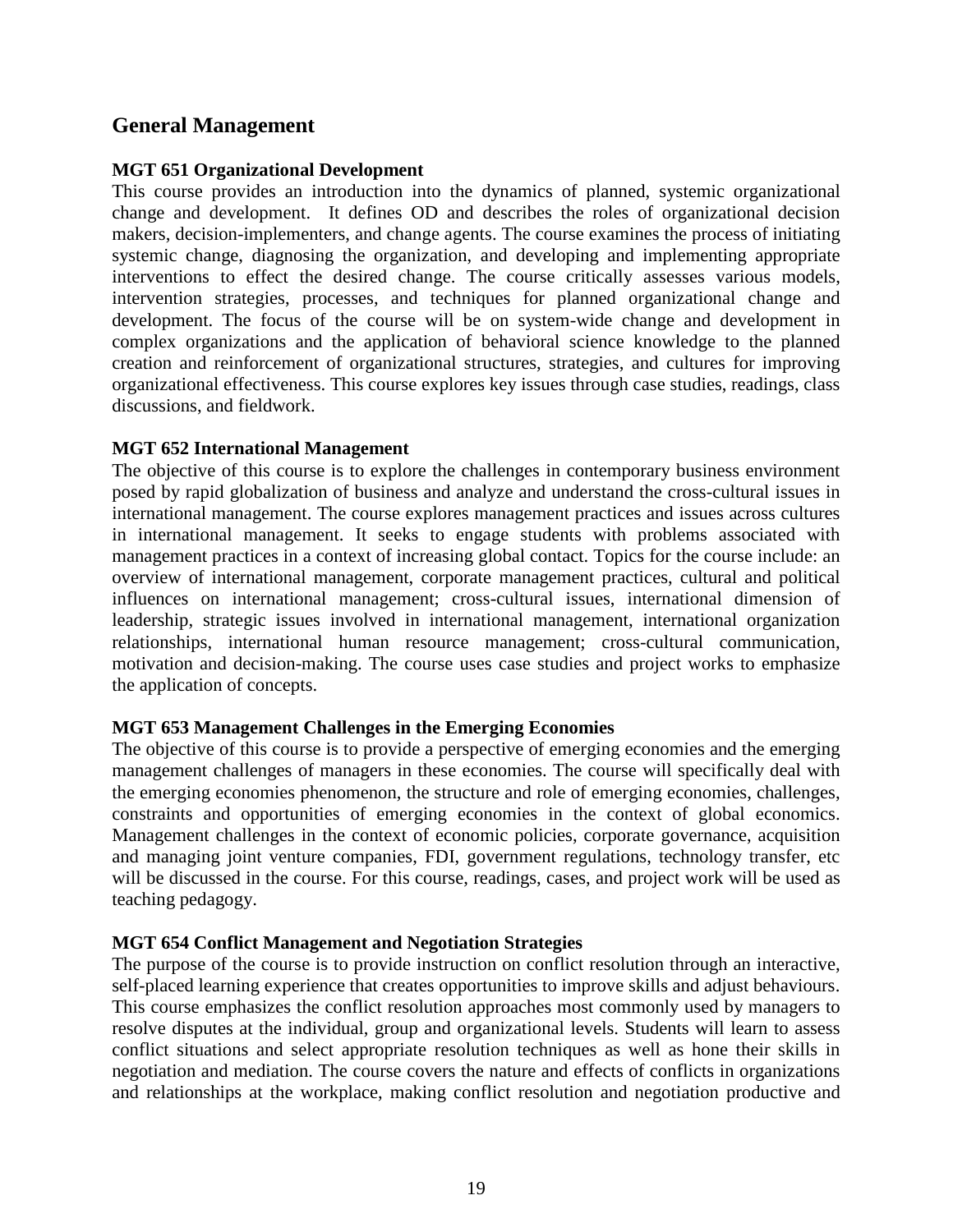## General Management

### MGT 651 Organizational Development

This course provides an introduction into the dynamics of planned, systemic organizational change and development. It defines OD and describes the roles of organizational decision makers, decision-implementers, and change agents. The course examines the process of initiating systemic change, diagnosing the organization, and developing and implementing appropriate interventions to effect the desired change. The course critically assesses various models, intervention strategies, processes, and techniques for planned organizational change and development. The focus of the course will be on system-wide change and development in complex organizations and the application of behavioral science knowledge to the planned creation and reinforcement of organizational structures, strategies, and cultures for improving organizational effectiveness. This course explores key issues through case studies, readings, class discussions, and fieldwork.

### MGT 652 International Management

The objective of this course is to explore the challenges in contemporary business environment posed by rapid globalization of business and analyze and understand the cross-cultural issues in international management. The course explores management practices and issues across cultures in international management. It seeks to engage students with problems associated with management practices in a context of increasing global contact. Topics for the course include: an overview of international management, corporate management practices, cultural and political influences on international management; cross-cultural issues, international dimension of leadership, strategic issues involved in international management, international organization relationships, international human resource management; cross-cultural communication, motivation and decision-making. The course uses case studies and project works to emphasize the application of concepts.

### MGT 653 Management Challenges in the Emerging Economies

The objective of this course is to provide a perspective of emerging economies and the emerging management challenges of managers in these economies. The course will specifically deal with the emerging economies phenomenon, the structure and role of emerging economies, challenges, constraints and opportunities of emerging economies in the context of global economics. Management challenges in the context of economic policies, corporate governance, acquisition and managing joint venture companies, FDI, government regulations, technology transfer, etc will be discussed in the course. For this course, readings, cases, and project work will be used as teaching pedagogy.

### MGT 654 Conflict Management and Negotiation Strategies

The purpose of the course is to provide instruction on conflict resolution through an interactive, self-placed learning experience that creates opportunities to improve skills and adjust behaviours. This course emphasizes the conflict resolution approaches most commonly used by managers to resolve disputes at the individual, group and organizational levels. Students will learn to assess conflict situations and select appropriate resolution techniques as well as hone their skills in negotiation and mediation. The course covers the nature and effects of conflicts in organizations and relationships at the workplace, making conflict resolution and negotiation productive and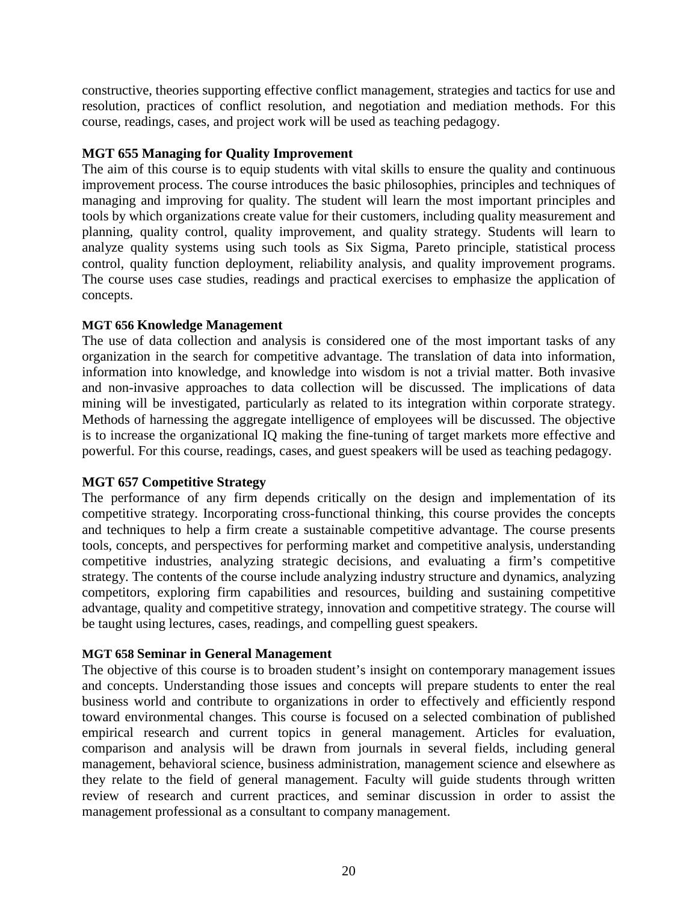constructive, theories supporting effective conflict management, strategies and tactics for use and resolution, practices of conflict resolution, and negotiation and mediation methods. For this course, readings, cases, and project work will be used as teaching pedagogy.

**MGT 655 Managing for Quality Improvement**

The aim of this course is to equip students with vital skills to ensure the quality and continuous improvement process. The course introduces the basic philosophies, principles and techniques of managing and improving for quality. The student will learn the most important principles and tools by which organizations create value for their customers, including quality measurement and planning, quality control, quality improvement, and quality strategy. Students will learn to analyze quality systems using such tools as Six Sigma, Pareto principle, statistical process control, quality function deployment, reliability analysis, and quality improvement programs. The course uses case studies, readings and practical exercises to emphasize the application of concepts.

**MGT 656 Knowledge Management**

The use of data collection and analysis is considered one of the most important tasks of any organization in the search for competitive advantage. The translation of data into information, information into knowledge, and knowledge into wisdom is not a trivial matter. Both invasive and non-invasive approaches to data collection will be discussed. The implications of data mining will be investigated, particularly as related to its integration within corporate strategy. Methods of harnessing the aggregate intelligence of employees will be discussed. The objective is to increase the organizational IQ making the fine-tuning of target markets more effective and powerful. For this course, readings, cases, and guest speakers will be used as teaching pedagogy.

**MGT 657 Competitive Strategy**

The performance of any firm depends critically on the design and implementation of its competitive strategy. Incorporating cross-functional thinking, this course provides the concepts and techniques to help a firm create a sustainable competitive advantage. The course presents tools, concepts, and perspectives for performing market and competitive analysis, understanding competitive industries, analyzing strategic decisions, and evaluating a firm's competitive strategy. The contents of the course include analyzing industry structure and dynamics, analyzing competitors, exploring firm capabilities and resources, building and sustaining competitive advantage, quality and competitive strategy, innovation and competitive strategy. The course will be taught using lectures, cases, readings, and compelling guest speakers.

**MGT 658 Seminar in General Management**

The objective of this course is to broaden student's insight on contemporary management issues and concepts. Understanding those issues and concepts will prepare students to enter the real business world and contribute to organizations in order to effectively and efficiently respond toward environmental changes. This course is focused on a selected combination of published empirical research and current topics in general management. Articles for evaluation, comparison and analysis will be drawn from journals in several fields, including general management, behavioral science, business administration, management science and elsewhere as they relate to the field of general management. Faculty will guide students through written review of research and current practices, and seminar discussion in order to assist the management professional as a consultant to company management.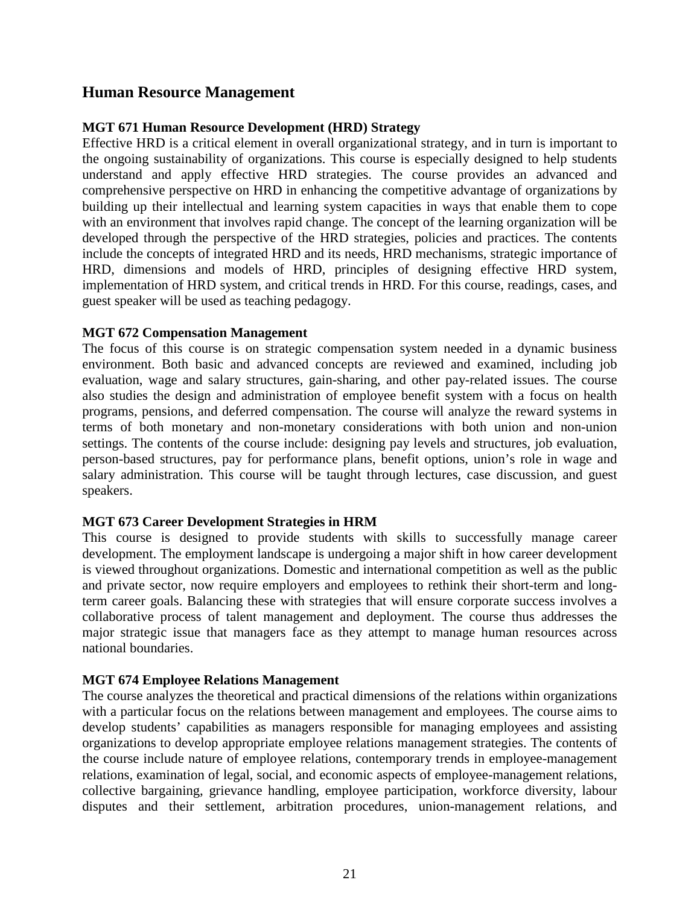## Human Resource Management

### MGT 671 Human Resource Development (HRD) Strategy

Effective HRD is a critical element in overall organizational strategy, and in turn is important to the ongoing sustainability of organizations. This course is especially designed to help students understand and apply effective HRD strategies. The course provides an advanced and comprehensive perspective on HRD in enhancing the competitive advantage of organizations by building up their intellectual and learning system capacities in ways that enable them to cope with an environment that involves rapid change. The concept of the learning organization will be developed through the perspective of the HRD strategies, policies and practices. The contents include the concepts of integrated HRD and its needs, HRD mechanisms, strategic importance of HRD, dimensions and models of HRD, principles of designing effective HRD system, implementation of HRD system, and critical trends in HRD. For this course, readings, cases, and guest speaker will be used as teaching pedagogy.

### MGT 672 Compensation Management

The focus of this course is on strategic compensation system needed in a dynamic business environment. Both basic and advanced concepts are reviewed and examined, including job evaluation, wage and salary structures, gain-sharing, and other pay-related issues. The course also studies the design and administration of employee benefit system with a focus on health programs, pensions, and deferred compensation. The course will analyze the reward systems in terms of both monetary and non-monetary considerations with both union and non-union settings. The contents of the course include: designing pay levels and structures, job evaluation, person-based structures, pay for performance plans, benefit options, union's role in wage and salary administration. This course will be taught through lectures, case discussion, and guest speakers.

### MGT 673 Career Development Strategies in HRM

This course is designed to provide students with skills to successfully manage career development. The employment landscape is undergoing a major shift in how career development is viewed throughout organizations. Domestic and international competition as well as the public and private sector, now require employers and employees to rethink their short-term and long-term career goals. Balancing these with strategies that will ensure corporate success involves a collaborative process of talent management and deployment. The course thus addresses the major strategic issue that managers face as they attempt to manage human resources across national boundaries.

### MGT 674 Employee Relations Management

The course analyzes the theoretical and practical dimensions of the relations within organizations with a particular focus on the relations between management and employees. The course aims to develop students' capabilities as managers responsible for managing employees and assisting organizations to develop appropriate employee relations management strategies. The contents of the course include nature of employee relations, contemporary trends in employee-management relations, examination of legal, social, and economic aspects of employee-management relations, collective bargaining, grievance handling, employee participation, workforce diversity, labour disputes and their settlement, arbitration procedures, union-management relations, and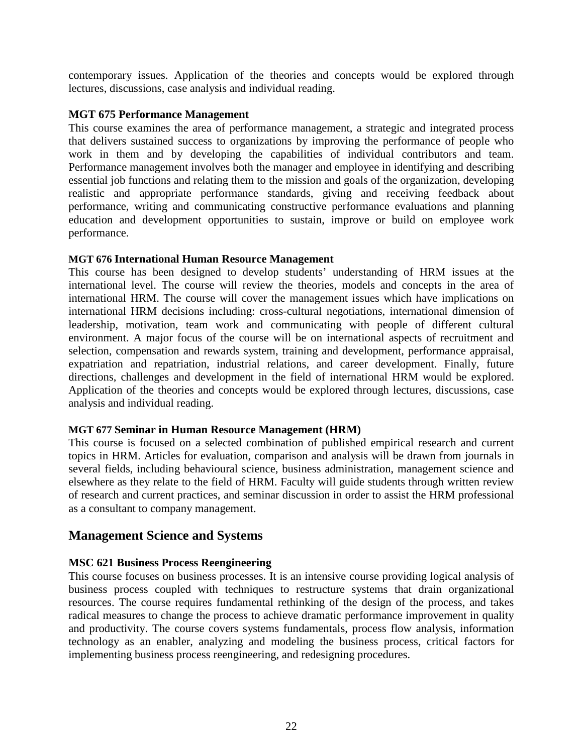contemporary issues. Application of the theories and concepts would be explored through lectures, discussions, case analysis and individual reading.

**MGT 675 Performance Management**

This course examines the area of performance management, a strategic and integrated process that delivers sustained success to organizations by improving the performance of people who work in them and by developing the capabilities of individual contributors and team. Performance management involves both the manager and employee in identifying and describing essential job functions and relating them to the mission and goals of the organization, developing realistic and appropriate performance standards, giving and receiving feedback about performance, writing and communicating constructive performance evaluations and planning education and development opportunities to sustain, improve or build on employee work performance.

**MGT 676 International Human Resource Management**

This course has been designed to develop students' understanding of HRM issues at the international level. The course will review the theories, models and concepts in the area of international HRM. The course will cover the management issues which have implications on international HRM decisions including: cross-cultural negotiations, international dimension of leadership, motivation, team work and communicating with people of different cultural environment. A major focus of the course will be on international aspects of recruitment and selection, compensation and rewards system, training and development, performance appraisal, expatriation and repatriation, industrial relations, and career development. Finally, future directions, challenges and development in the field of international HRM would be explored. Application of the theories and concepts would be explored through lectures, discussions, case analysis and individual reading.

**MGT 677 Seminar in Human Resource Management (HRM)**

This course is focused on a selected combination of published empirical research and current topics in HRM. Articles for evaluation, comparison and analysis will be drawn from journals in several fields, including behavioural science, business administration, management science and elsewhere as they relate to the field of HRM. Faculty will guide students through written review of research and current practices, and seminar discussion in order to assist the HRM professional as a consultant to company management.

## Management Science and Systems

**MSC 621 Business Process Reengineering**

This course focuses on business processes. It is an intensive course providing logical analysis of business process coupled with techniques to restructure systems that drain organizational resources. The course requires fundamental rethinking of the design of the process, and takes radical measures to change the process to achieve dramatic performance improvement in quality and productivity. The course covers systems fundamentals, process flow analysis, information technology as an enabler, analyzing and modeling the business process, critical factors for implementing business process reengineering, and redesigning procedures.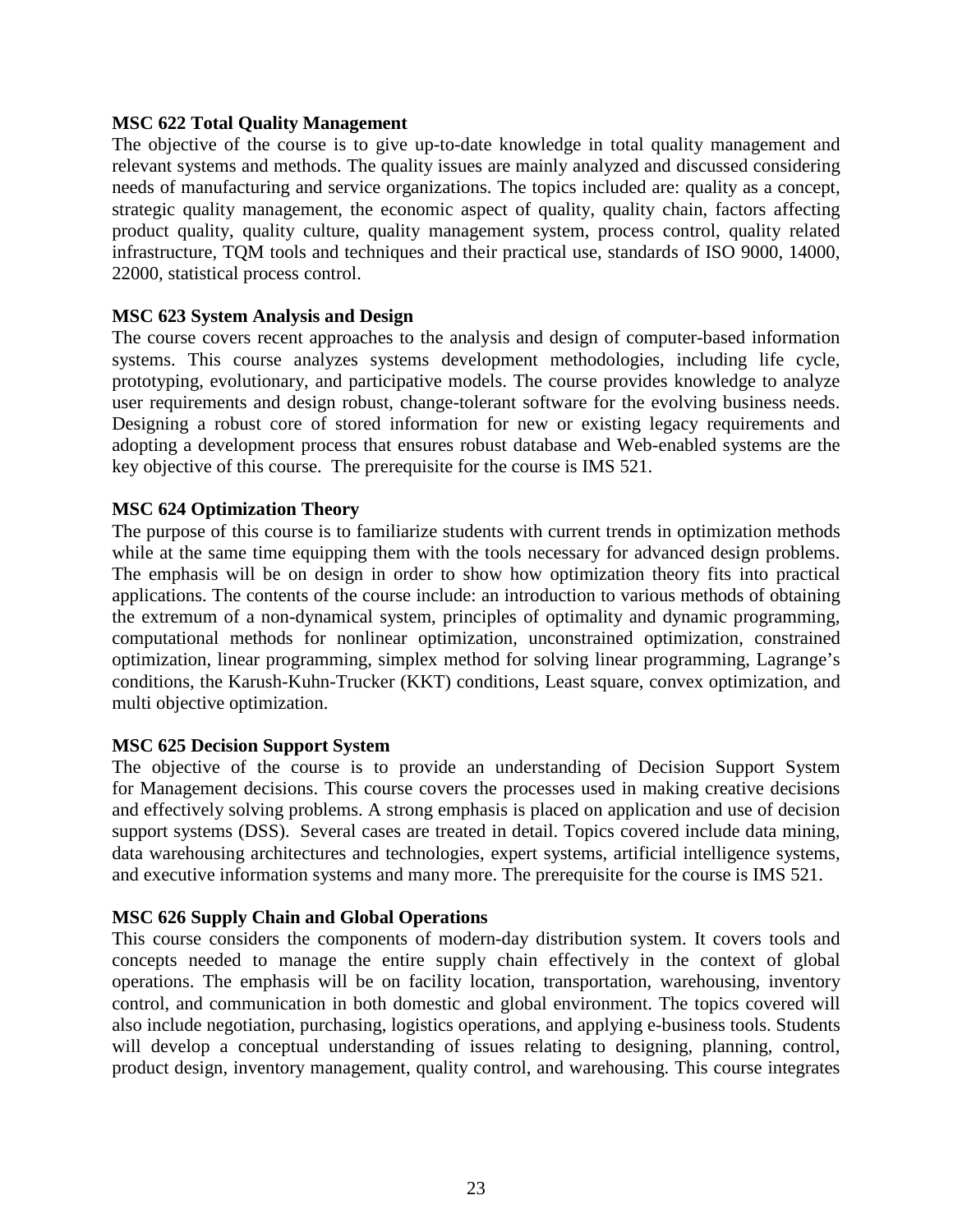**MSC 622 Total Quality Management**

The objective of the course is to give up-to-date knowledge in total quality management and relevant systems and methods. The quality issues are mainly analyzed and discussed considering needs of manufacturing and service organizations. The topics included are: quality as a concept, strategic quality management, the economic aspect of quality, quality chain, factors affecting product quality, quality culture, quality management system, process control, quality related infrastructure, TQM tools and techniques and their practical use, standards of ISO 9000, 14000, 22000, statistical process control.

**MSC 623 System Analysis and Design**

The course covers recent approaches to the analysis and design of computer-based information systems. This course analyzes systems development methodologies, including life cycle, prototyping, evolutionary, and participative models. The course provides knowledge to analyze user requirements and design robust, change-tolerant software for the evolving business needs. Designing a robust core of stored information for new or existing legacy requirements and adopting a development process that ensures robust database and Web-enabled systems are the key objective of this course. The prerequisite for the course is IMS 521.

**MSC 624 Optimization Theory**

The purpose of this course is to familiarize students with current trends in optimization methods while at the same time equipping them with the tools necessary for advanced design problems. The emphasis will be on design in order to show how optimization theory fits into practical applications. The contents of the course include: an introduction to various methods of obtaining the extremum of a non-dynamical system, principles of optimality and dynamic programming, computational methods for nonlinear optimization, unconstrained optimization, constrained optimization, linear programming, simplex method for solving linear programming, Lagrange's conditions, the Karush-Kuhn-Trucker (KKT) conditions, Least square, convex optimization, and multi objective optimization.

**MSC 625 Decision Support System**

The objective of the course is to provide an understanding of Decision Support System for Management decisions. This course covers the processes used in making creative decisions and effectively solving problems. A strong emphasis is placed on application and use of decision support systems (DSS). Several cases are treated in detail. Topics covered include data mining, data warehousing architectures and technologies, expert systems, artificial intelligence systems, and executive information systems and many more. The prerequisite for the course is IMS 521.

**MSC 626 Supply Chain and Global Operations**

This course considers the components of modern-day distribution system. It covers tools and concepts needed to manage the entire supply chain effectively in the context of global operations. The emphasis will be on facility location, transportation, warehousing, inventory control, and communication in both domestic and global environment. The topics covered will also include negotiation, purchasing, logistics operations, and applying e-business tools. Students will develop a conceptual understanding of issues relating to designing, planning, control, product design, inventory management, quality control, and warehousing. This course integrates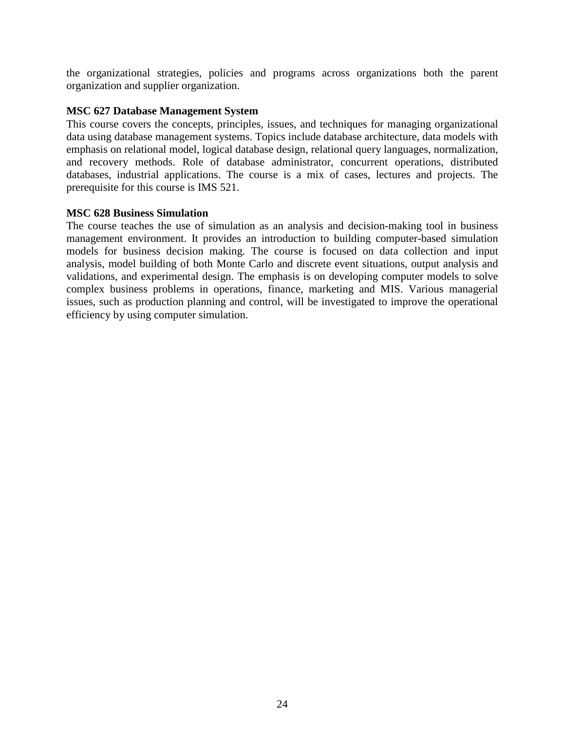the organizational strategies, policies and programs across organizations both the parent organization and supplier organization.

**MSC 627 Database Management System**

This course covers the concepts, principles, issues, and techniques for managing organizational data using database management systems. Topics include database architecture, data models with emphasis on relational model, logical database design, relational query languages, normalization, and recovery methods. Role of database administrator, concurrent operations, distributed databases, industrial applications. The course is a mix of cases, lectures and projects. The prerequisite for this course is IMS 521.

**MSC 628 Business Simulation**

The course teaches the use of simulation as an analysis and decision-making tool in business management environment. It provides an introduction to building computer-based simulation models for business decision making. The course is focused on data collection and input analysis, model building of both Monte Carlo and discrete event situations, output analysis and validations, and experimental design. The emphasis is on developing computer models to solve complex business problems in operations, finance, marketing and MIS. Various managerial issues, such as production planning and control, will be investigated to improve the operational efficiency by using computer simulation.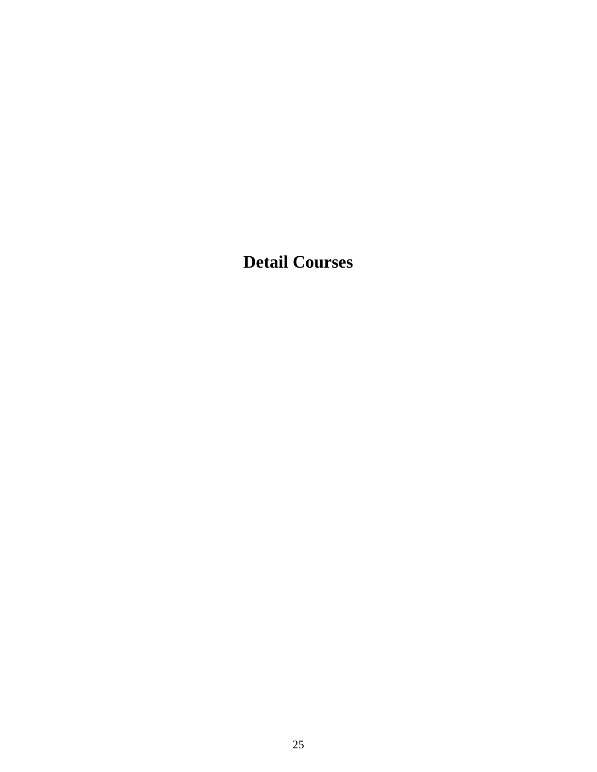# Detail Courses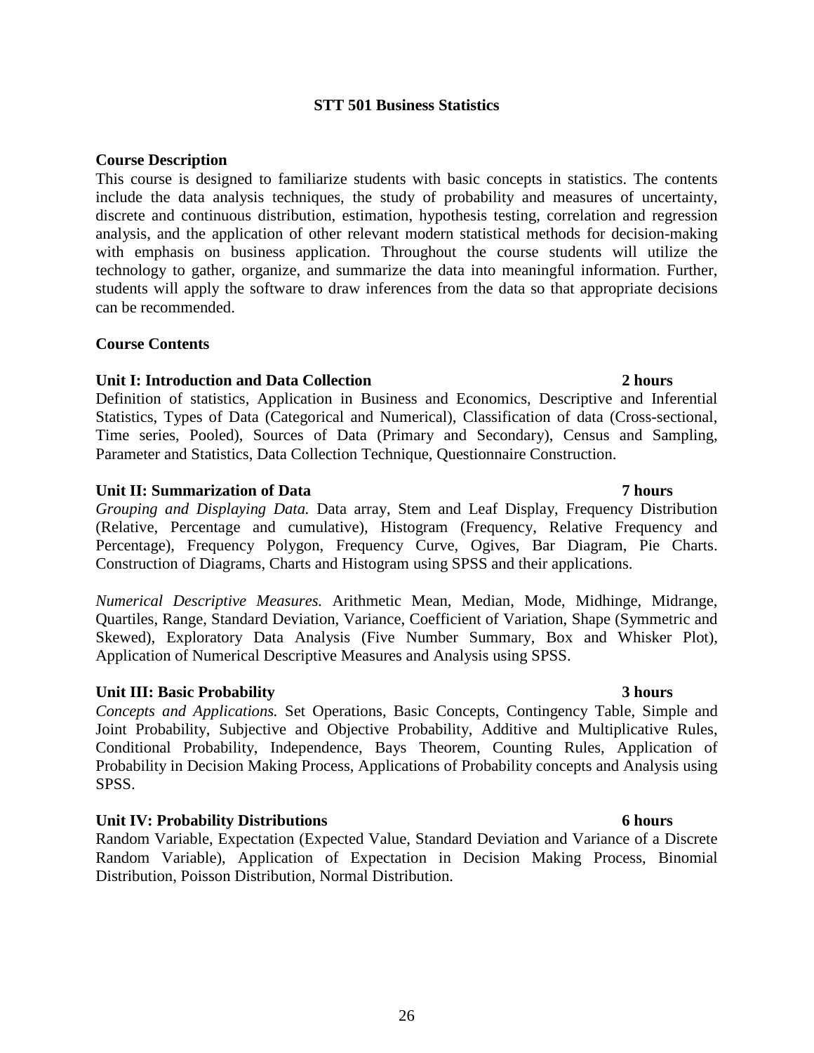# STT 501 Business Statistics

## Course Description

This course is designed to familiarize students with basic concepts in statistics. The contents include the data analysis techniques, the study of probability and measures of uncertainty, discrete and continuous distribution, estimation, hypothesis testing, correlation and regression analysis, and the application of other relevant modern statistical methods for decision-making with emphasis on business application. Throughout the course students will utilize the technology to gather, organize, and summarize the data into meaningful information. Further, students will apply the software to draw inferences from the data so that appropriate decisions can be recommended.

## Course Contents

### Unit I: Introduction and Data Collection — 2 hours

Definition of statistics, Application in Business and Economics, Descriptive and Inferential Statistics, Types of Data (Categorical and Numerical), Classification of data (Cross-sectional, Time series, Pooled), Sources of Data (Primary and Secondary), Census and Sampling, Parameter and Statistics, Data Collection Technique, Questionnaire Construction.

### Unit II: Summarization of Data — 7 hours

*Grouping and Displaying Data.* Data array, Stem and Leaf Display, Frequency Distribution (Relative, Percentage and cumulative), Histogram (Frequency, Relative Frequency and Percentage), Frequency Polygon, Frequency Curve, Ogives, Bar Diagram, Pie Charts. Construction of Diagrams, Charts and Histogram using SPSS and their applications.

*Numerical Descriptive Measures.* Arithmetic Mean, Median, Mode, Midhinge, Midrange, Quartiles, Range, Standard Deviation, Variance, Coefficient of Variation, Shape (Symmetric and Skewed), Exploratory Data Analysis (Five Number Summary, Box and Whisker Plot), Application of Numerical Descriptive Measures and Analysis using SPSS.

### Unit III: Basic Probability — 3 hours

*Concepts and Applications.* Set Operations, Basic Concepts, Contingency Table, Simple and Joint Probability, Subjective and Objective Probability, Additive and Multiplicative Rules, Conditional Probability, Independence, Bays Theorem, Counting Rules, Application of Probability in Decision Making Process, Applications of Probability concepts and Analysis using SPSS.

### Unit IV: Probability Distributions — 6 hours

Random Variable, Expectation (Expected Value, Standard Deviation and Variance of a Discrete Random Variable), Application of Expectation in Decision Making Process, Binomial Distribution, Poisson Distribution, Normal Distribution.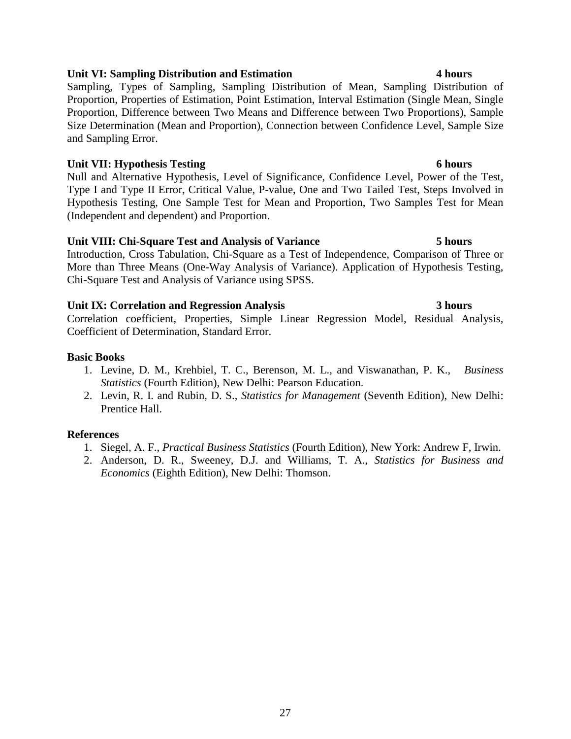**Unit VI: Sampling Distribution and Estimation** **4 hours**

Sampling, Types of Sampling, Sampling Distribution of Mean, Sampling Distribution of Proportion, Properties of Estimation, Point Estimation, Interval Estimation (Single Mean, Single Proportion, Difference between Two Means and Difference between Two Proportions), Sample Size Determination (Mean and Proportion), Connection between Confidence Level, Sample Size and Sampling Error.

**Unit VII: Hypothesis Testing** **6 hours**

Null and Alternative Hypothesis, Level of Significance, Confidence Level, Power of the Test, Type I and Type II Error, Critical Value, P-value, One and Two Tailed Test, Steps Involved in Hypothesis Testing, One Sample Test for Mean and Proportion, Two Samples Test for Mean (Independent and dependent) and Proportion.

**Unit VIII: Chi-Square Test and Analysis of Variance** **5 hours**

Introduction, Cross Tabulation, Chi-Square as a Test of Independence, Comparison of Three or More than Three Means (One-Way Analysis of Variance). Application of Hypothesis Testing, Chi-Square Test and Analysis of Variance using SPSS.

**Unit IX: Correlation and Regression Analysis** **3 hours**

Correlation coefficient, Properties, Simple Linear Regression Model, Residual Analysis, Coefficient of Determination, Standard Error.

**Basic Books**

1. Levine, D. M., Krehbiel, T. C., Berenson, M. L., and Viswanathan, P. K., *Business Statistics* (Fourth Edition), New Delhi: Pearson Education.
2. Levin, R. I. and Rubin, D. S., *Statistics for Management* (Seventh Edition), New Delhi: Prentice Hall.

**References**

1. Siegel, A. F., *Practical Business Statistics* (Fourth Edition), New York: Andrew F, Irwin.
2. Anderson, D. R., Sweeney, D.J. and Williams, T. A., *Statistics for Business and Economics* (Eighth Edition), New Delhi: Thomson.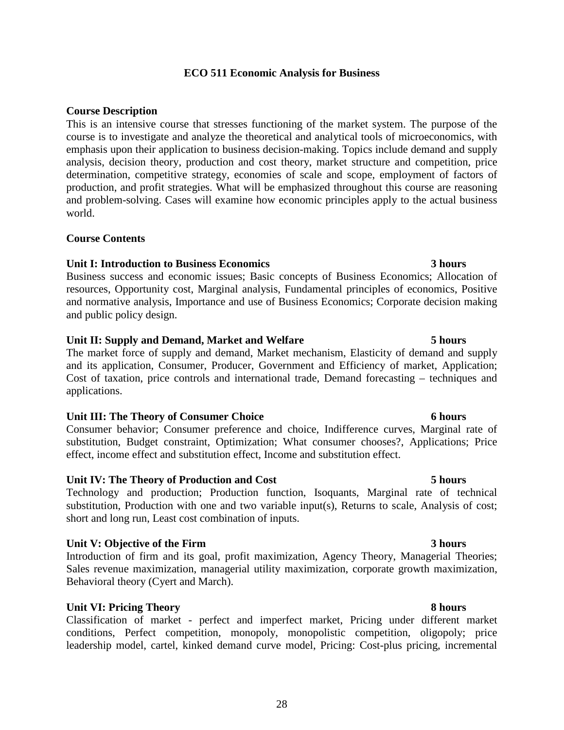# ECO 511 Economic Analysis for Business

## Course Description

This is an intensive course that stresses functioning of the market system. The purpose of the course is to investigate and analyze the theoretical and analytical tools of microeconomics, with emphasis upon their application to business decision-making. Topics include demand and supply analysis, decision theory, production and cost theory, market structure and competition, price determination, competitive strategy, economies of scale and scope, employment of factors of production, and profit strategies. What will be emphasized throughout this course are reasoning and problem-solving. Cases will examine how economic principles apply to the actual business world.

## Course Contents

### Unit I: Introduction to Business Economics — 3 hours

Business success and economic issues; Basic concepts of Business Economics; Allocation of resources, Opportunity cost, Marginal analysis, Fundamental principles of economics, Positive and normative analysis, Importance and use of Business Economics; Corporate decision making and public policy design.

### Unit II: Supply and Demand, Market and Welfare — 5 hours

The market force of supply and demand, Market mechanism, Elasticity of demand and supply and its application, Consumer, Producer, Government and Efficiency of market, Application; Cost of taxation, price controls and international trade, Demand forecasting – techniques and applications.

### Unit III: The Theory of Consumer Choice — 6 hours

Consumer behavior; Consumer preference and choice, Indifference curves, Marginal rate of substitution, Budget constraint, Optimization; What consumer chooses?, Applications; Price effect, income effect and substitution effect, Income and substitution effect.

### Unit IV: The Theory of Production and Cost — 5 hours

Technology and production; Production function, Isoquants, Marginal rate of technical substitution, Production with one and two variable input(s), Returns to scale, Analysis of cost; short and long run, Least cost combination of inputs.

### Unit V: Objective of the Firm — 3 hours

Introduction of firm and its goal, profit maximization, Agency Theory, Managerial Theories; Sales revenue maximization, managerial utility maximization, corporate growth maximization, Behavioral theory (Cyert and March).

### Unit VI: Pricing Theory — 8 hours

Classification of market - perfect and imperfect market, Pricing under different market conditions, Perfect competition, monopoly, monopolistic competition, oligopoly; price leadership model, cartel, kinked demand curve model, Pricing: Cost-plus pricing, incremental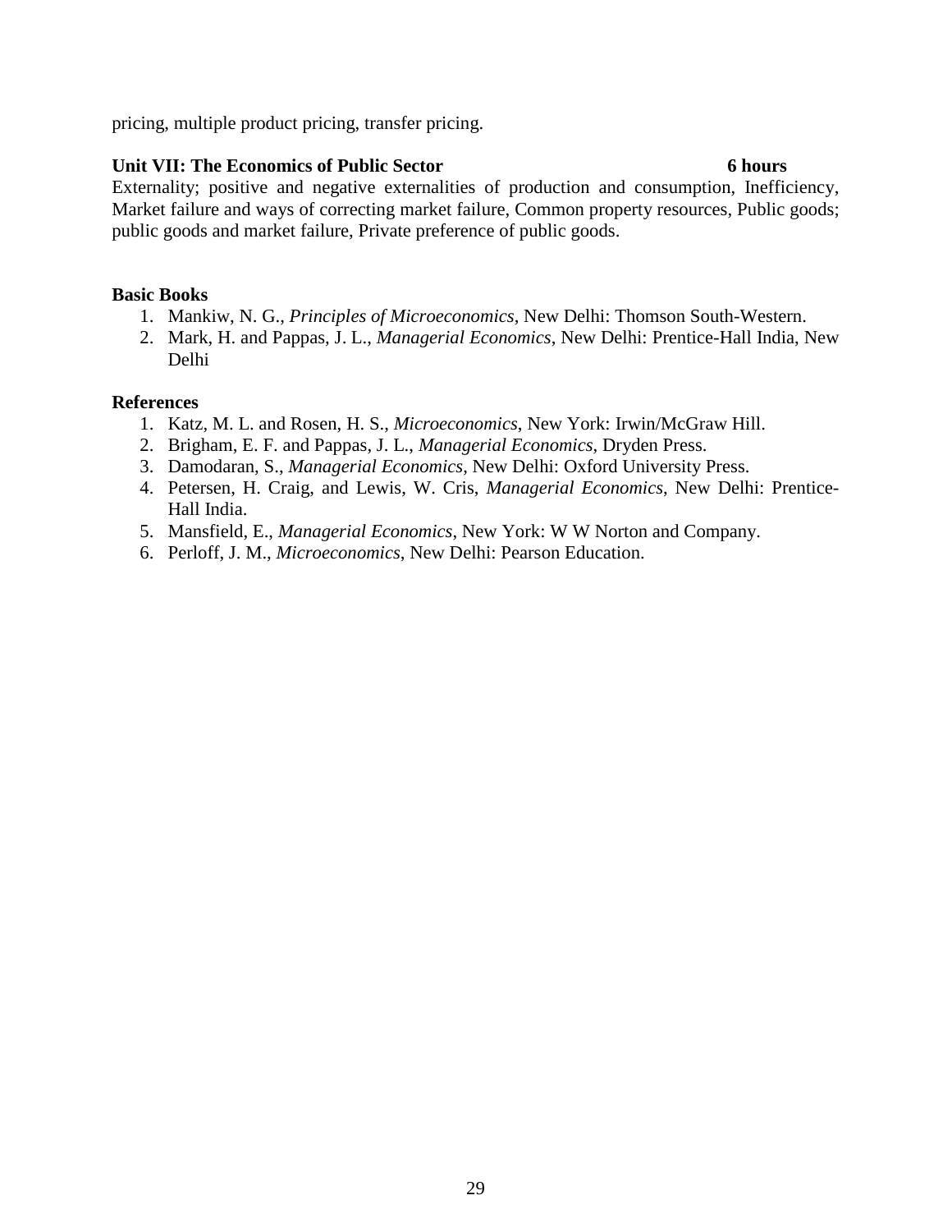pricing, multiple product pricing, transfer pricing.

**Unit VII: The Economics of Public Sector 6 hours**

Externality; positive and negative externalities of production and consumption, Inefficiency, Market failure and ways of correcting market failure, Common property resources, Public goods; public goods and market failure, Private preference of public goods.

**Basic Books**

1. Mankiw, N. G., *Principles of Microeconomics*, New Delhi: Thomson South-Western.
2. Mark, H. and Pappas, J. L., *Managerial Economics*, New Delhi: Prentice-Hall India, New Delhi

**References**

1. Katz, M. L. and Rosen, H. S., *Microeconomics*, New York: Irwin/McGraw Hill.
2. Brigham, E. F. and Pappas, J. L., *Managerial Economics*, Dryden Press.
3. Damodaran, S., *Managerial Economics*, New Delhi: Oxford University Press.
4. Petersen, H. Craig, and Lewis, W. Cris, *Managerial Economics*, New Delhi: Prentice-Hall India.
5. Mansfield, E., *Managerial Economics*, New York: W W Norton and Company.
6. Perloff, J. M., *Microeconomics*, New Delhi: Pearson Education.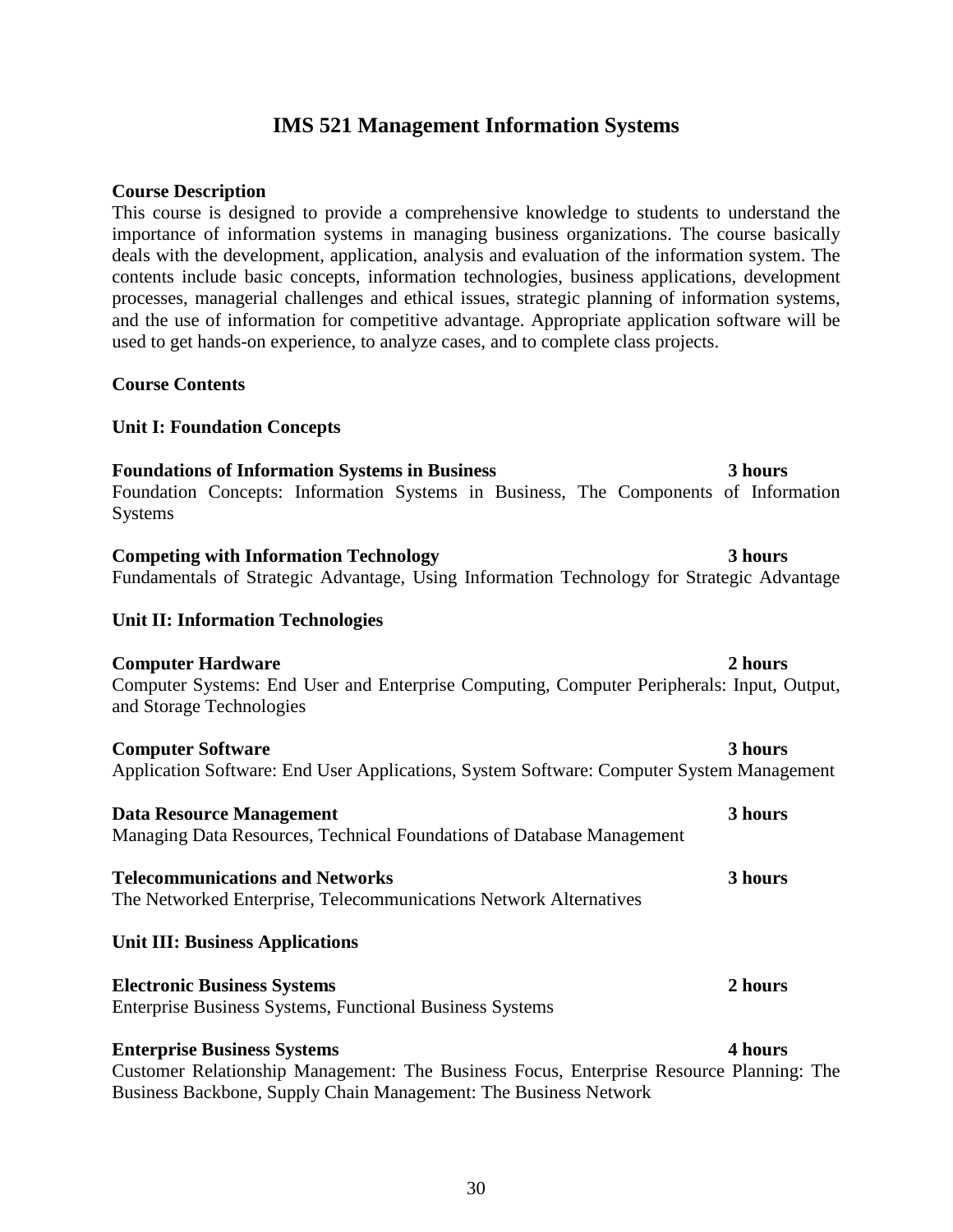# IMS 521 Management Information Systems

**Course Description**

This course is designed to provide a comprehensive knowledge to students to understand the importance of information systems in managing business organizations. The course basically deals with the development, application, analysis and evaluation of the information system. The contents include basic concepts, information technologies, business applications, development processes, managerial challenges and ethical issues, strategic planning of information systems, and the use of information for competitive advantage. Appropriate application software will be used to get hands-on experience, to analyze cases, and to complete class projects.

**Course Contents**

**Unit I: Foundation Concepts**

**Foundations of Information Systems in Business** **3 hours**

Foundation Concepts: Information Systems in Business, The Components of Information Systems

**Competing with Information Technology** **3 hours**

Fundamentals of Strategic Advantage, Using Information Technology for Strategic Advantage

**Unit II: Information Technologies**

**Computer Hardware** **2 hours**

Computer Systems: End User and Enterprise Computing, Computer Peripherals: Input, Output, and Storage Technologies

**Computer Software** **3 hours**

Application Software: End User Applications, System Software: Computer System Management

**Data Resource Management** **3 hours**

Managing Data Resources, Technical Foundations of Database Management

**Telecommunications and Networks** **3 hours**

The Networked Enterprise, Telecommunications Network Alternatives

**Unit III: Business Applications**

**Electronic Business Systems** **2 hours**

Enterprise Business Systems, Functional Business Systems

**Enterprise Business Systems** **4 hours**

Customer Relationship Management: The Business Focus, Enterprise Resource Planning: The Business Backbone, Supply Chain Management: The Business Network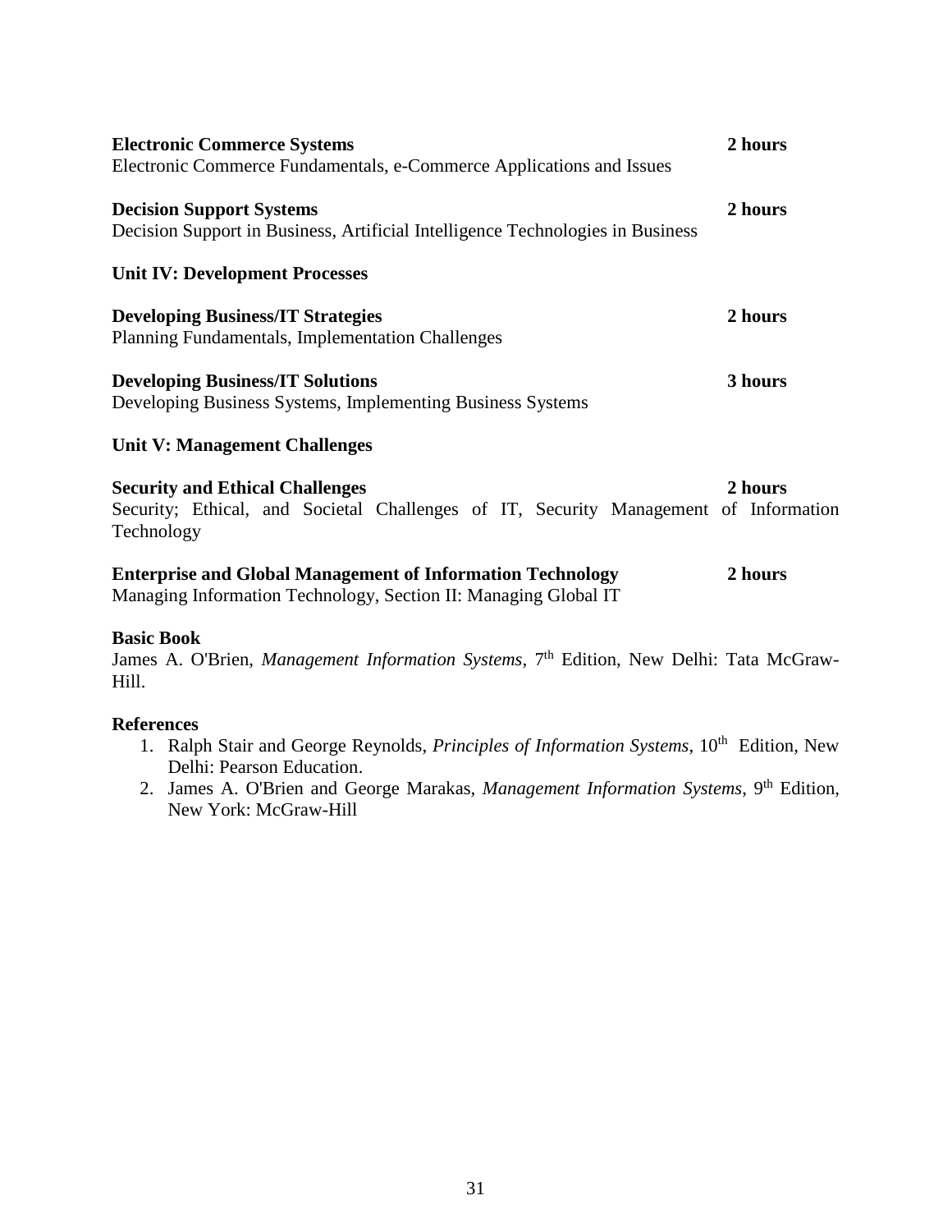**Electronic Commerce Systems** **2 hours**
Electronic Commerce Fundamentals, e-Commerce Applications and Issues

**Decision Support Systems** **2 hours**
Decision Support in Business, Artificial Intelligence Technologies in Business

**Unit IV: Development Processes**

**Developing Business/IT Strategies** **2 hours**
Planning Fundamentals, Implementation Challenges

**Developing Business/IT Solutions** **3 hours**
Developing Business Systems, Implementing Business Systems

**Unit V: Management Challenges**

**Security and Ethical Challenges** **2 hours**
Security; Ethical, and Societal Challenges of IT, Security Management of Information Technology

**Enterprise and Global Management of Information Technology** **2 hours**
Managing Information Technology, Section II: Managing Global IT

**Basic Book**
James A. O'Brien, *Management Information Systems*, 7th Edition, New Delhi: Tata McGraw-Hill.

**References**

1. Ralph Stair and George Reynolds, *Principles of Information Systems*, 10th Edition, New Delhi: Pearson Education.
2. James A. O'Brien and George Marakas, *Management Information Systems*, 9th Edition, New York: McGraw-Hill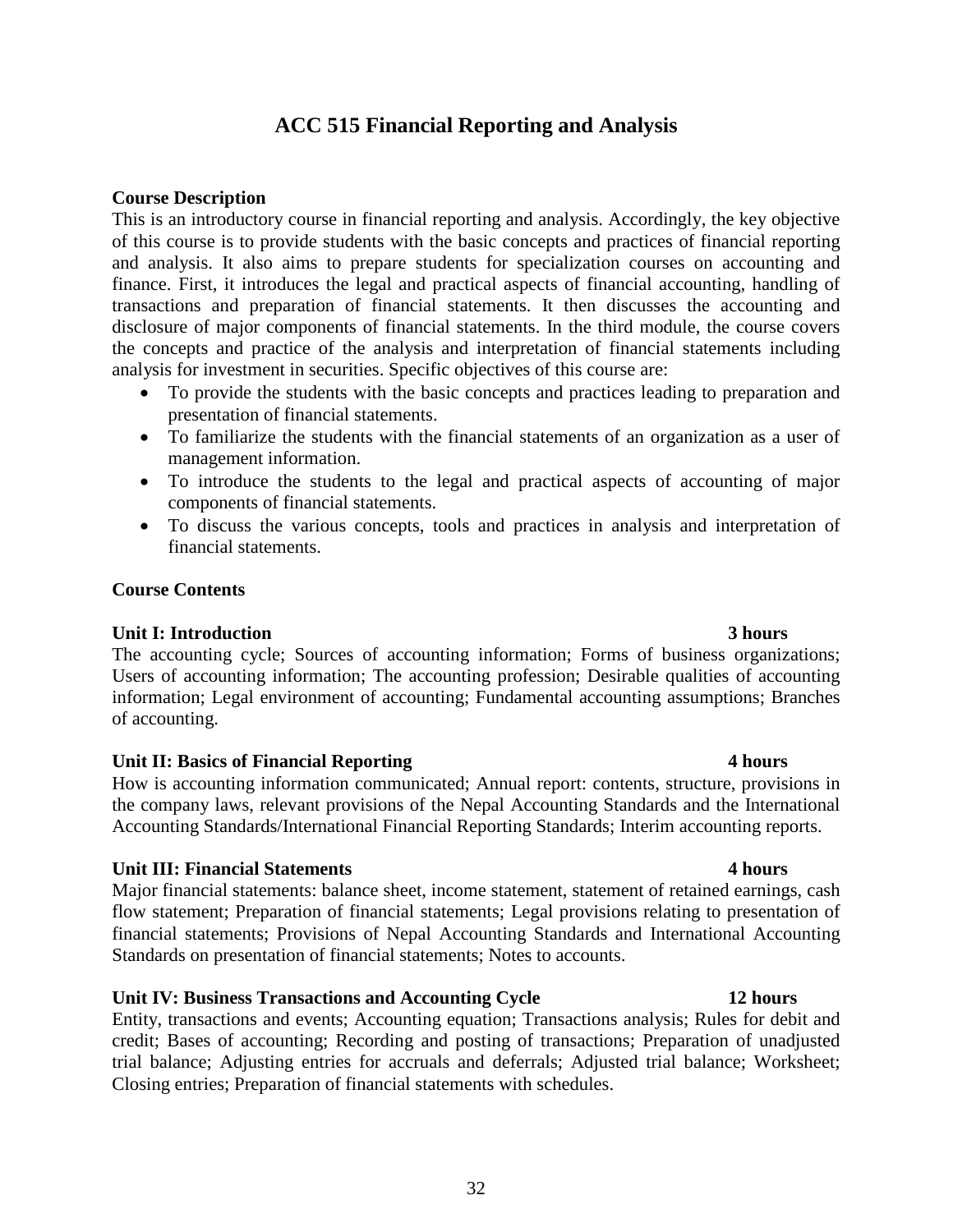# ACC 515 Financial Reporting and Analysis

**Course Description**

This is an introductory course in financial reporting and analysis. Accordingly, the key objective of this course is to provide students with the basic concepts and practices of financial reporting and analysis. It also aims to prepare students for specialization courses on accounting and finance. First, it introduces the legal and practical aspects of financial accounting, handling of transactions and preparation of financial statements. It then discusses the accounting and disclosure of major components of financial statements. In the third module, the course covers the concepts and practice of the analysis and interpretation of financial statements including analysis for investment in securities. Specific objectives of this course are:

- To provide the students with the basic concepts and practices leading to preparation and presentation of financial statements.
- To familiarize the students with the financial statements of an organization as a user of management information.
- To introduce the students to the legal and practical aspects of accounting of major components of financial statements.
- To discuss the various concepts, tools and practices in analysis and interpretation of financial statements.

**Course Contents**

**Unit I: Introduction** **3 hours**

The accounting cycle; Sources of accounting information; Forms of business organizations; Users of accounting information; The accounting profession; Desirable qualities of accounting information; Legal environment of accounting; Fundamental accounting assumptions; Branches of accounting.

**Unit II: Basics of Financial Reporting** **4 hours**

How is accounting information communicated; Annual report: contents, structure, provisions in the company laws, relevant provisions of the Nepal Accounting Standards and the International Accounting Standards/International Financial Reporting Standards; Interim accounting reports.

**Unit III: Financial Statements** **4 hours**

Major financial statements: balance sheet, income statement, statement of retained earnings, cash flow statement; Preparation of financial statements; Legal provisions relating to presentation of financial statements; Provisions of Nepal Accounting Standards and International Accounting Standards on presentation of financial statements; Notes to accounts.

**Unit IV: Business Transactions and Accounting Cycle** **12 hours**

Entity, transactions and events; Accounting equation; Transactions analysis; Rules for debit and credit; Bases of accounting; Recording and posting of transactions; Preparation of unadjusted trial balance; Adjusting entries for accruals and deferrals; Adjusted trial balance; Worksheet; Closing entries; Preparation of financial statements with schedules.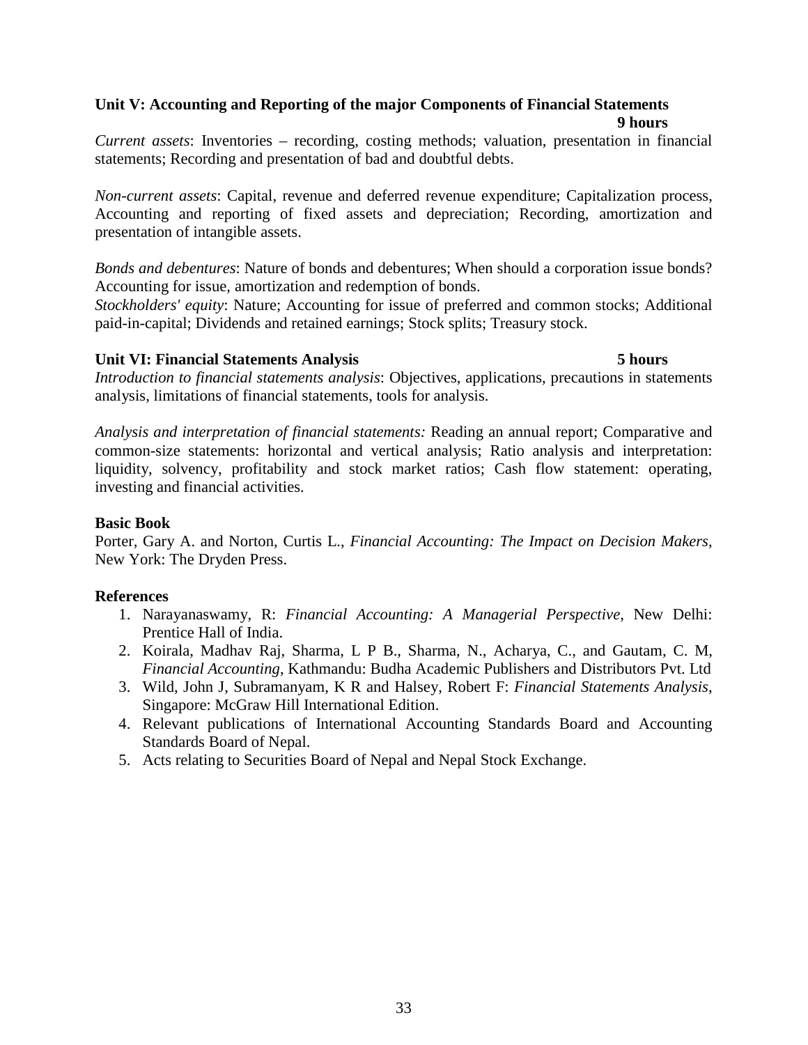**Unit V: Accounting and Reporting of the major Components of Financial Statements** **9 hours**

*Current assets*: Inventories – recording, costing methods; valuation, presentation in financial statements; Recording and presentation of bad and doubtful debts.

*Non-current assets*: Capital, revenue and deferred revenue expenditure; Capitalization process, Accounting and reporting of fixed assets and depreciation; Recording, amortization and presentation of intangible assets.

*Bonds and debentures*: Nature of bonds and debentures; When should a corporation issue bonds? Accounting for issue, amortization and redemption of bonds.

*Stockholders' equity*: Nature; Accounting for issue of preferred and common stocks; Additional paid-in-capital; Dividends and retained earnings; Stock splits; Treasury stock.

**Unit VI: Financial Statements Analysis** **5 hours**

*Introduction to financial statements analysis*: Objectives, applications, precautions in statements analysis, limitations of financial statements, tools for analysis.

*Analysis and interpretation of financial statements:* Reading an annual report; Comparative and common-size statements: horizontal and vertical analysis; Ratio analysis and interpretation: liquidity, solvency, profitability and stock market ratios; Cash flow statement: operating, investing and financial activities.

**Basic Book**

Porter, Gary A. and Norton, Curtis L., *Financial Accounting: The Impact on Decision Makers*, New York: The Dryden Press.

**References**

1. Narayanaswamy, R: *Financial Accounting: A Managerial Perspective*, New Delhi: Prentice Hall of India.
2. Koirala, Madhav Raj, Sharma, L P B., Sharma, N., Acharya, C., and Gautam, C. M, *Financial Accounting*, Kathmandu: Budha Academic Publishers and Distributors Pvt. Ltd
3. Wild, John J, Subramanyam, K R and Halsey, Robert F: *Financial Statements Analysis*, Singapore: McGraw Hill International Edition.
4. Relevant publications of International Accounting Standards Board and Accounting Standards Board of Nepal.
5. Acts relating to Securities Board of Nepal and Nepal Stock Exchange.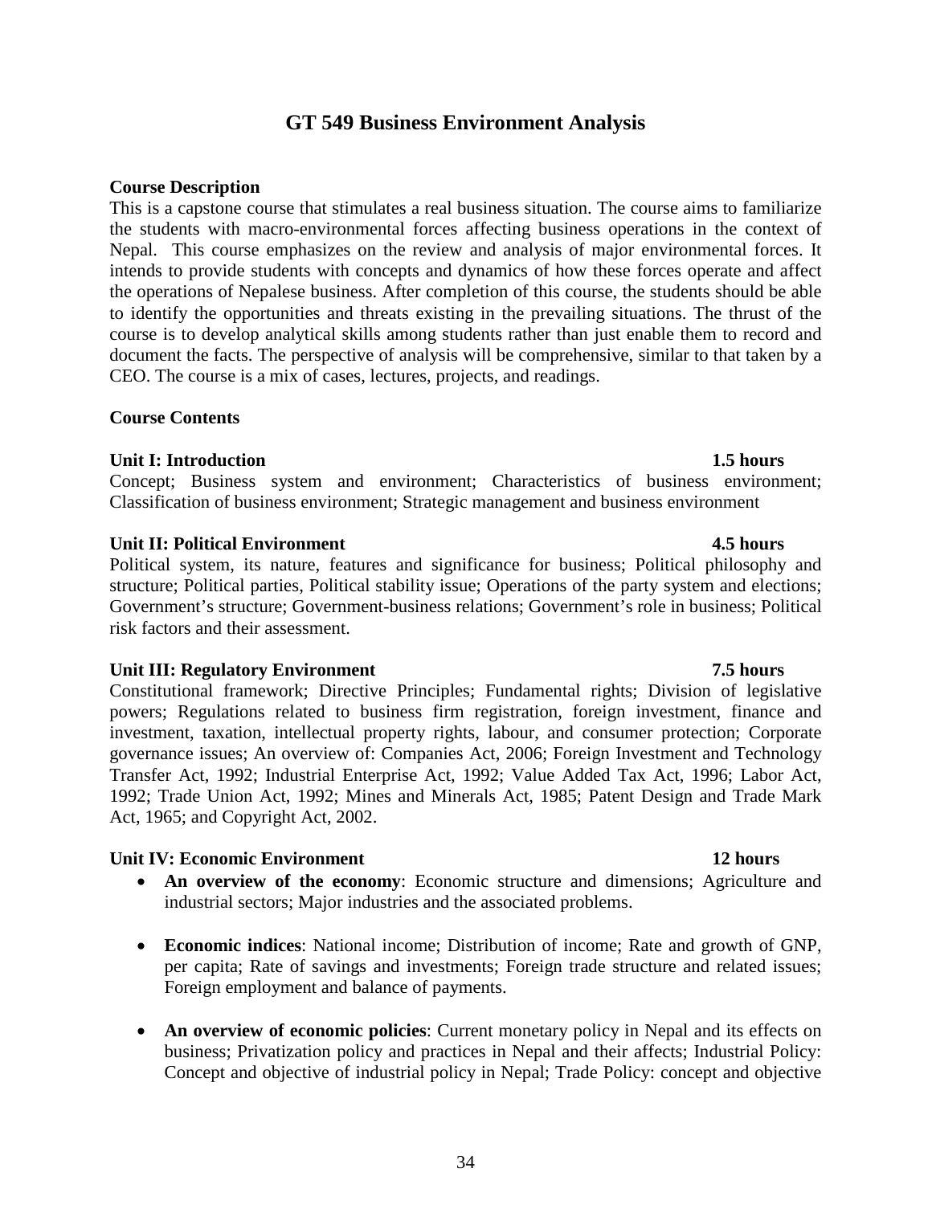# GT 549 Business Environment Analysis

## Course Description

This is a capstone course that stimulates a real business situation. The course aims to familiarize the students with macro-environmental forces affecting business operations in the context of Nepal. This course emphasizes on the review and analysis of major environmental forces. It intends to provide students with concepts and dynamics of how these forces operate and affect the operations of Nepalese business. After completion of this course, the students should be able to identify the opportunities and threats existing in the prevailing situations. The thrust of the course is to develop analytical skills among students rather than just enable them to record and document the facts. The perspective of analysis will be comprehensive, similar to that taken by a CEO. The course is a mix of cases, lectures, projects, and readings.

## Course Contents

**Unit I: Introduction 1.5 hours**

Concept; Business system and environment; Characteristics of business environment; Classification of business environment; Strategic management and business environment

**Unit II: Political Environment 4.5 hours**

Political system, its nature, features and significance for business; Political philosophy and structure; Political parties, Political stability issue; Operations of the party system and elections; Government's structure; Government-business relations; Government's role in business; Political risk factors and their assessment.

**Unit III: Regulatory Environment 7.5 hours**

Constitutional framework; Directive Principles; Fundamental rights; Division of legislative powers; Regulations related to business firm registration, foreign investment, finance and investment, taxation, intellectual property rights, labour, and consumer protection; Corporate governance issues; An overview of: Companies Act, 2006; Foreign Investment and Technology Transfer Act, 1992; Industrial Enterprise Act, 1992; Value Added Tax Act, 1996; Labor Act, 1992; Trade Union Act, 1992; Mines and Minerals Act, 1985; Patent Design and Trade Mark Act, 1965; and Copyright Act, 2002.

**Unit IV: Economic Environment 12 hours**

- **An overview of the economy**: Economic structure and dimensions; Agriculture and industrial sectors; Major industries and the associated problems.
- **Economic indices**: National income; Distribution of income; Rate and growth of GNP, per capita; Rate of savings and investments; Foreign trade structure and related issues; Foreign employment and balance of payments.
- **An overview of economic policies**: Current monetary policy in Nepal and its effects on business; Privatization policy and practices in Nepal and their affects; Industrial Policy: Concept and objective of industrial policy in Nepal; Trade Policy: concept and objective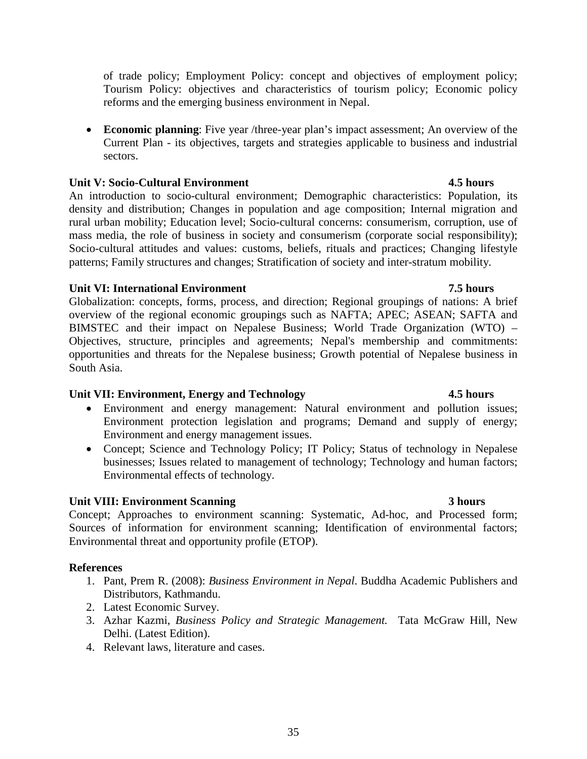of trade policy; Employment Policy: concept and objectives of employment policy; Tourism Policy: objectives and characteristics of tourism policy; Economic policy reforms and the emerging business environment in Nepal.

- **Economic planning**: Five year /three-year plan's impact assessment; An overview of the Current Plan - its objectives, targets and strategies applicable to business and industrial sectors.

**Unit V: Socio-Cultural Environment** **4.5 hours**

An introduction to socio-cultural environment; Demographic characteristics: Population, its density and distribution; Changes in population and age composition; Internal migration and rural urban mobility; Education level; Socio-cultural concerns: consumerism, corruption, use of mass media, the role of business in society and consumerism (corporate social responsibility); Socio-cultural attitudes and values: customs, beliefs, rituals and practices; Changing lifestyle patterns; Family structures and changes; Stratification of society and inter-stratum mobility.

**Unit VI: International Environment** **7.5 hours**

Globalization: concepts, forms, process, and direction; Regional groupings of nations: A brief overview of the regional economic groupings such as NAFTA; APEC; ASEAN; SAFTA and BIMSTEC and their impact on Nepalese Business; World Trade Organization (WTO) – Objectives, structure, principles and agreements; Nepal's membership and commitments: opportunities and threats for the Nepalese business; Growth potential of Nepalese business in South Asia.

**Unit VII: Environment, Energy and Technology** **4.5 hours**

- Environment and energy management: Natural environment and pollution issues; Environment protection legislation and programs; Demand and supply of energy; Environment and energy management issues.
- Concept; Science and Technology Policy; IT Policy; Status of technology in Nepalese businesses; Issues related to management of technology; Technology and human factors; Environmental effects of technology.

**Unit VIII: Environment Scanning** **3 hours**

Concept; Approaches to environment scanning: Systematic, Ad-hoc, and Processed form; Sources of information for environment scanning; Identification of environmental factors; Environmental threat and opportunity profile (ETOP).

**References**

1. Pant, Prem R. (2008): *Business Environment in Nepal*. Buddha Academic Publishers and Distributors, Kathmandu.
2. Latest Economic Survey.
3. Azhar Kazmi, *Business Policy and Strategic Management.* Tata McGraw Hill, New Delhi. (Latest Edition).
4. Relevant laws, literature and cases.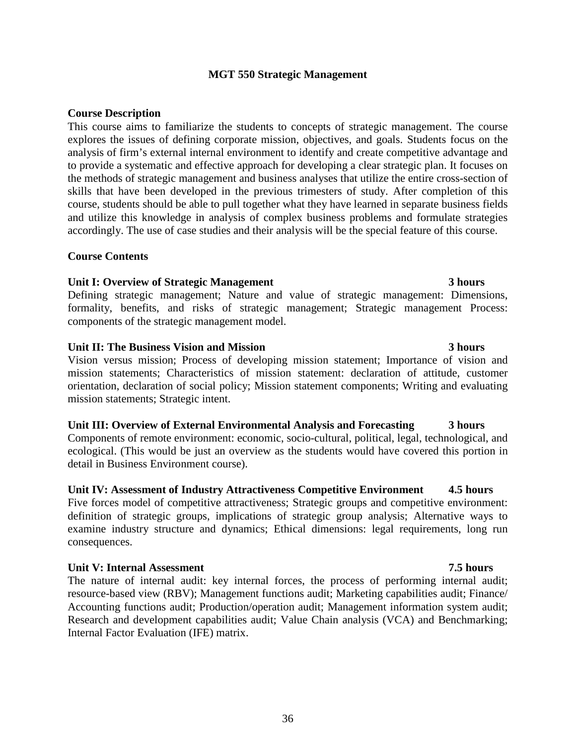# MGT 550 Strategic Management

## Course Description

This course aims to familiarize the students to concepts of strategic management. The course explores the issues of defining corporate mission, objectives, and goals. Students focus on the analysis of firm's external internal environment to identify and create competitive advantage and to provide a systematic and effective approach for developing a clear strategic plan. It focuses on the methods of strategic management and business analyses that utilize the entire cross-section of skills that have been developed in the previous trimesters of study. After completion of this course, students should be able to pull together what they have learned in separate business fields and utilize this knowledge in analysis of complex business problems and formulate strategies accordingly. The use of case studies and their analysis will be the special feature of this course.

## Course Contents

### Unit I: Overview of Strategic Management — 3 hours

Defining strategic management; Nature and value of strategic management: Dimensions, formality, benefits, and risks of strategic management; Strategic management Process: components of the strategic management model.

### Unit II: The Business Vision and Mission — 3 hours

Vision versus mission; Process of developing mission statement; Importance of vision and mission statements; Characteristics of mission statement: declaration of attitude, customer orientation, declaration of social policy; Mission statement components; Writing and evaluating mission statements; Strategic intent.

### Unit III: Overview of External Environmental Analysis and Forecasting — 3 hours

Components of remote environment: economic, socio-cultural, political, legal, technological, and ecological. (This would be just an overview as the students would have covered this portion in detail in Business Environment course).

### Unit IV: Assessment of Industry Attractiveness Competitive Environment — 4.5 hours

Five forces model of competitive attractiveness; Strategic groups and competitive environment: definition of strategic groups, implications of strategic group analysis; Alternative ways to examine industry structure and dynamics; Ethical dimensions: legal requirements, long run consequences.

### Unit V: Internal Assessment — 7.5 hours

The nature of internal audit: key internal forces, the process of performing internal audit; resource-based view (RBV); Management functions audit; Marketing capabilities audit; Finance/ Accounting functions audit; Production/operation audit; Management information system audit; Research and development capabilities audit; Value Chain analysis (VCA) and Benchmarking; Internal Factor Evaluation (IFE) matrix.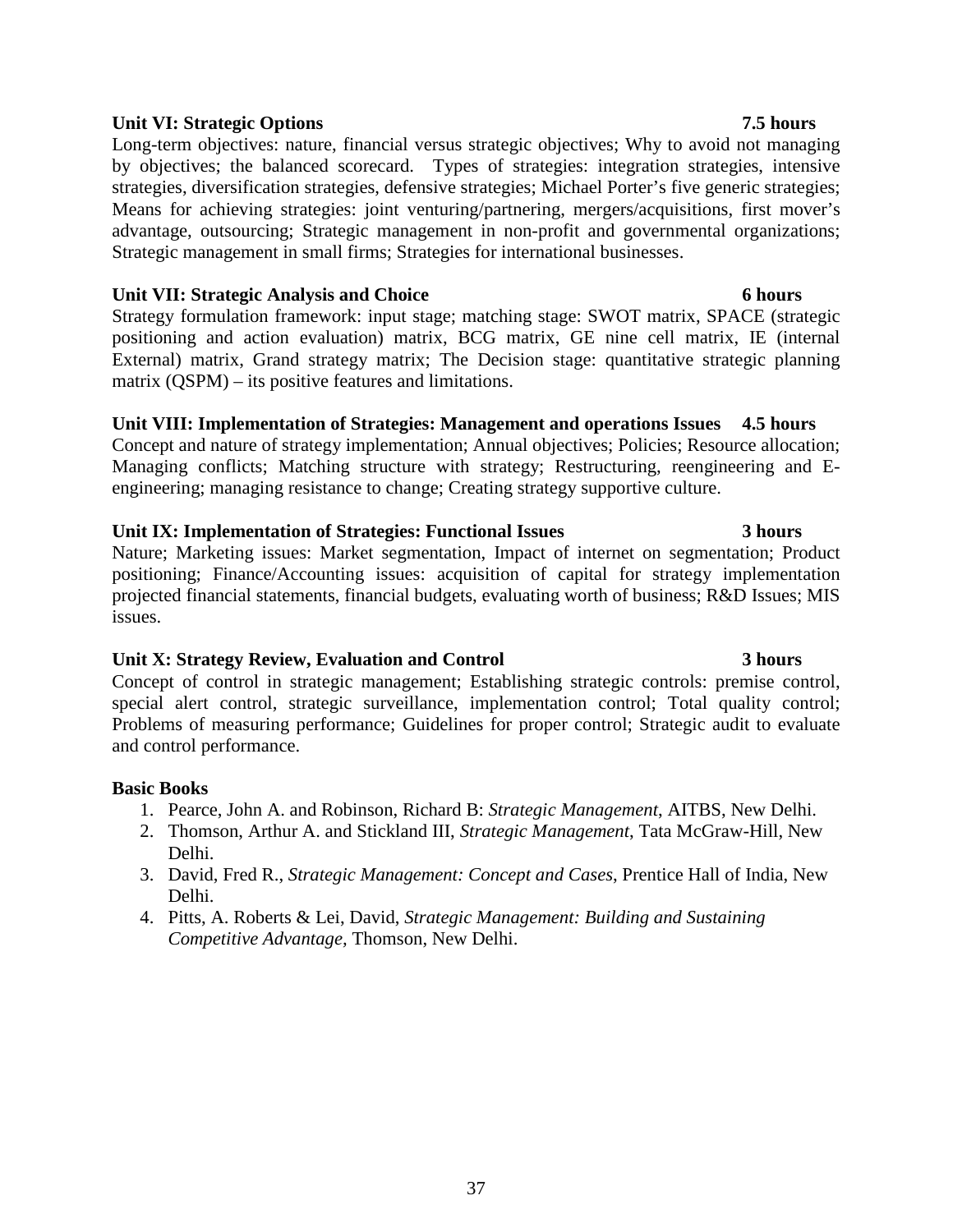**Unit VI: Strategic Options** **7.5 hours**

Long-term objectives: nature, financial versus strategic objectives; Why to avoid not managing by objectives; the balanced scorecard. Types of strategies: integration strategies, intensive strategies, diversification strategies, defensive strategies; Michael Porter's five generic strategies; Means for achieving strategies: joint venturing/partnering, mergers/acquisitions, first mover's advantage, outsourcing; Strategic management in non-profit and governmental organizations; Strategic management in small firms; Strategies for international businesses.

**Unit VII: Strategic Analysis and Choice** **6 hours**

Strategy formulation framework: input stage; matching stage: SWOT matrix, SPACE (strategic positioning and action evaluation) matrix, BCG matrix, GE nine cell matrix, IE (internal External) matrix, Grand strategy matrix; The Decision stage: quantitative strategic planning matrix (QSPM) – its positive features and limitations.

**Unit VIII: Implementation of Strategies: Management and operations Issues** **4.5 hours**

Concept and nature of strategy implementation; Annual objectives; Policies; Resource allocation; Managing conflicts; Matching structure with strategy; Restructuring, reengineering and E-engineering; managing resistance to change; Creating strategy supportive culture.

**Unit IX: Implementation of Strategies: Functional Issues** **3 hours**

Nature; Marketing issues: Market segmentation, Impact of internet on segmentation; Product positioning; Finance/Accounting issues: acquisition of capital for strategy implementation projected financial statements, financial budgets, evaluating worth of business; R&D Issues; MIS issues.

**Unit X: Strategy Review, Evaluation and Control** **3 hours**

Concept of control in strategic management; Establishing strategic controls: premise control, special alert control, strategic surveillance, implementation control; Total quality control; Problems of measuring performance; Guidelines for proper control; Strategic audit to evaluate and control performance.

**Basic Books**

1. Pearce, John A. and Robinson, Richard B: *Strategic Management*, AITBS, New Delhi.
2. Thomson, Arthur A. and Stickland III, *Strategic Management*, Tata McGraw-Hill, New Delhi.
3. David, Fred R., *Strategic Management: Concept and Cases*, Prentice Hall of India, New Delhi.
4. Pitts, A. Roberts & Lei, David, *Strategic Management: Building and Sustaining Competitive Advantage*, Thomson, New Delhi.